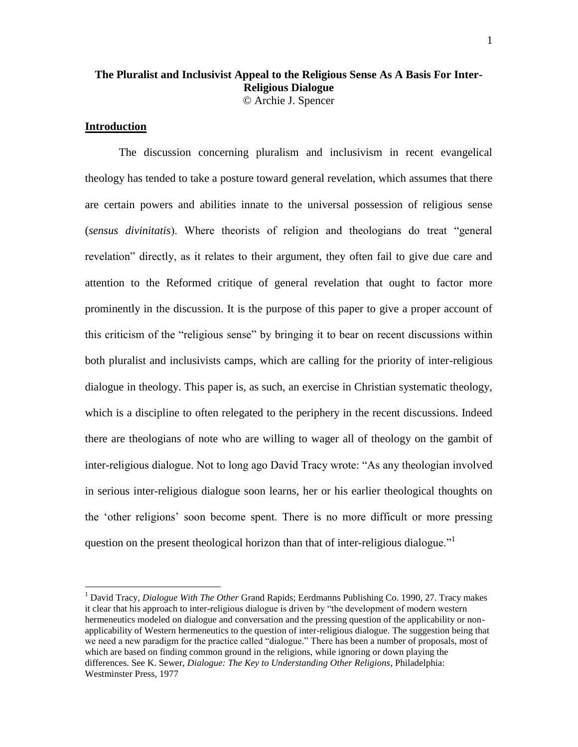**The Pluralist and Inclusivist Appeal to the Religious Sense As A Basis For Inter-Religious Dialogue**

© Archie J. Spencer

## Introduction

The discussion concerning pluralism and inclusivism in recent evangelical theology has tended to take a posture toward general revelation, which assumes that there are certain powers and abilities innate to the universal possession of religious sense (*sensus divinitatis*). Where theorists of religion and theologians do treat "general revelation" directly, as it relates to their argument, they often fail to give due care and attention to the Reformed critique of general revelation that ought to factor more prominently in the discussion. It is the purpose of this paper to give a proper account of this criticism of the "religious sense" by bringing it to bear on recent discussions within both pluralist and inclusivists camps, which are calling for the priority of inter-religious dialogue in theology. This paper is, as such, an exercise in Christian systematic theology, which is a discipline to often relegated to the periphery in the recent discussions. Indeed there are theologians of note who are willing to wager all of theology on the gambit of inter-religious dialogue. Not to long ago David Tracy wrote: "As any theologian involved in serious inter-religious dialogue soon learns, her or his earlier theological thoughts on the 'other religions' soon become spent. There is no more difficult or more pressing question on the present theological horizon than that of inter-religious dialogue."[1]

---

[1] David Tracy, *Dialogue With The Other* Grand Rapids; Eerdmanns Publishing Co. 1990, 27. Tracy makes it clear that his approach to inter-religious dialogue is driven by "the development of modern western hermeneutics modeled on dialogue and conversation and the pressing question of the applicability or non-applicability of Western hermeneutics to the question of inter-religious dialogue. The suggestion being that we need a new paradigm for the practice called "dialogue." There has been a number of proposals, most of which are based on finding common ground in the religions, while ignoring or down playing the differences. See K. Sewer, *Dialogue: The Key to Understanding Other Religions*, Philadelphia: Westminster Press, 1977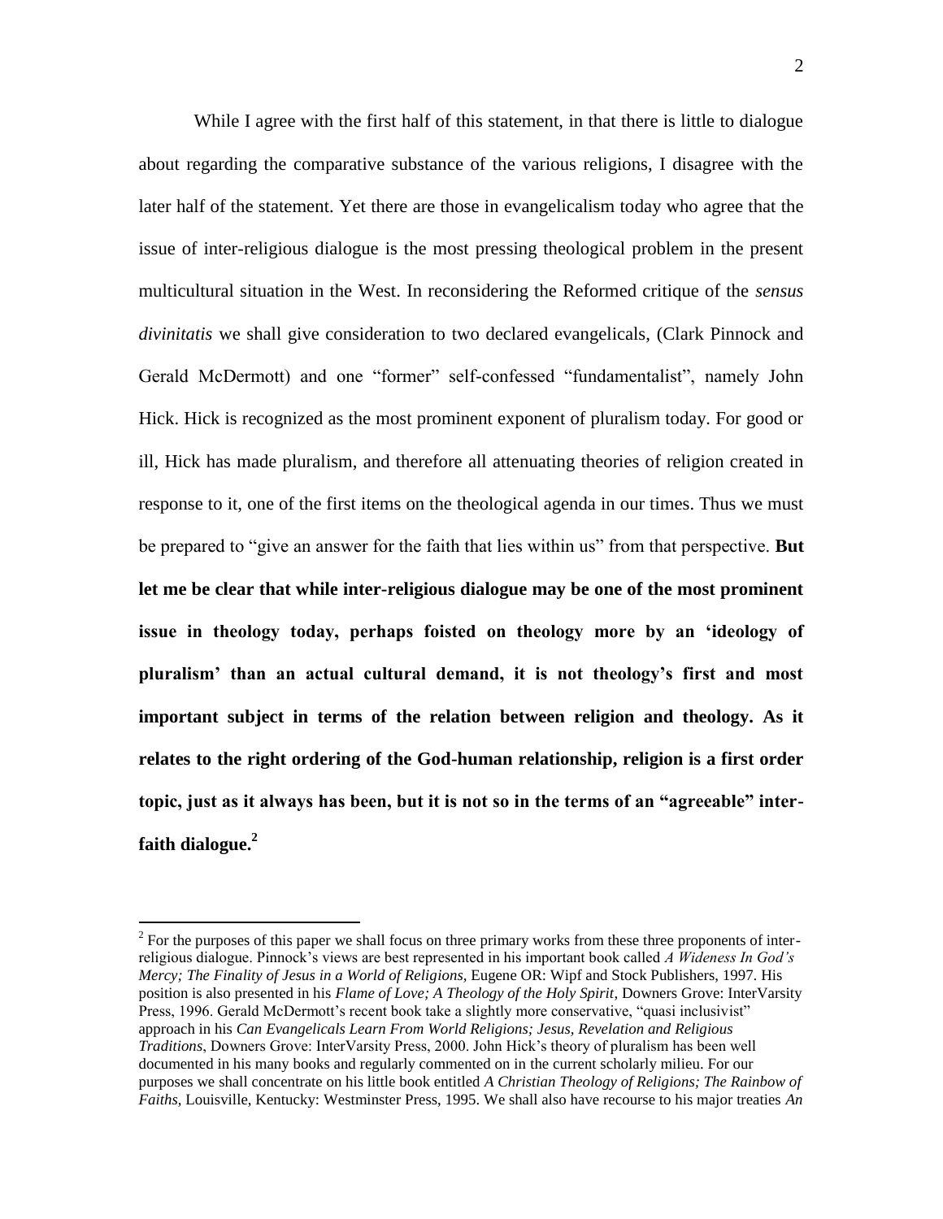While I agree with the first half of this statement, in that there is little to dialogue about regarding the comparative substance of the various religions, I disagree with the later half of the statement. Yet there are those in evangelicalism today who agree that the issue of inter-religious dialogue is the most pressing theological problem in the present multicultural situation in the West. In reconsidering the Reformed critique of the *sensus divinitatis* we shall give consideration to two declared evangelicals, (Clark Pinnock and Gerald McDermott) and one "former" self-confessed "fundamentalist", namely John Hick. Hick is recognized as the most prominent exponent of pluralism today. For good or ill, Hick has made pluralism, and therefore all attenuating theories of religion created in response to it, one of the first items on the theological agenda in our times. Thus we must be prepared to "give an answer for the faith that lies within us" from that perspective. **But let me be clear that while inter-religious dialogue may be one of the most prominent issue in theology today, perhaps foisted on theology more by an 'ideology of pluralism' than an actual cultural demand, it is not theology's first and most important subject in terms of the relation between religion and theology. As it relates to the right ordering of the God-human relationship, religion is a first order topic, just as it always has been, but it is not so in the terms of an "agreeable" inter-faith dialogue.[2]**

[2] For the purposes of this paper we shall focus on three primary works from these three proponents of inter-religious dialogue. Pinnock's views are best represented in his important book called *A Wideness In God's Mercy; The Finality of Jesus in a World of Religions*, Eugene OR: Wipf and Stock Publishers, 1997. His position is also presented in his *Flame of Love; A Theology of the Holy Spirit*, Downers Grove: InterVarsity Press, 1996. Gerald McDermott's recent book take a slightly more conservative, "quasi inclusivist" approach in his *Can Evangelicals Learn From World Religions; Jesus, Revelation and Religious Traditions*, Downers Grove: InterVarsity Press, 2000. John Hick's theory of pluralism has been well documented in his many books and regularly commented on in the current scholarly milieu. For our purposes we shall concentrate on his little book entitled *A Christian Theology of Religions; The Rainbow of Faiths*, Louisville, Kentucky: Westminster Press, 1995. We shall also have recourse to his major treaties *An*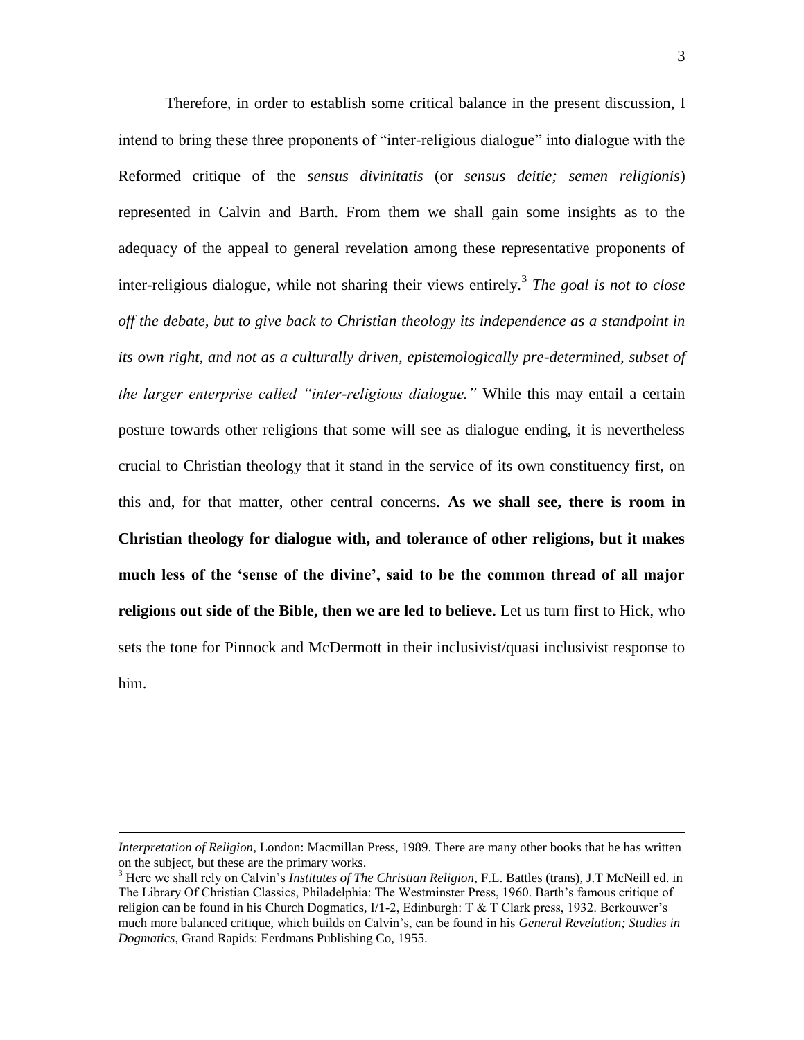Therefore, in order to establish some critical balance in the present discussion, I intend to bring these three proponents of "inter-religious dialogue" into dialogue with the Reformed critique of the *sensus divinitatis* (or *sensus deitie; semen religionis*) represented in Calvin and Barth. From them we shall gain some insights as to the adequacy of the appeal to general revelation among these representative proponents of inter-religious dialogue, while not sharing their views entirely.[3] *The goal is not to close off the debate, but to give back to Christian theology its independence as a standpoint in its own right, and not as a culturally driven, epistemologically pre-determined, subset of the larger enterprise called "inter-religious dialogue."* While this may entail a certain posture towards other religions that some will see as dialogue ending, it is nevertheless crucial to Christian theology that it stand in the service of its own constituency first, on this and, for that matter, other central concerns. **As we shall see, there is room in Christian theology for dialogue with, and tolerance of other religions, but it makes much less of the 'sense of the divine', said to be the common thread of all major religions out side of the Bible, then we are led to believe.** Let us turn first to Hick, who sets the tone for Pinnock and McDermott in their inclusivist/quasi inclusivist response to him.

---

*Interpretation of Religion*, London: Macmillan Press, 1989. There are many other books that he has written on the subject, but these are the primary works.

[3] Here we shall rely on Calvin's *Institutes of The Christian Religion*, F.L. Battles (trans), J.T McNeill ed. in The Library Of Christian Classics, Philadelphia: The Westminster Press, 1960. Barth's famous critique of religion can be found in his Church Dogmatics, I/1-2, Edinburgh: T & T Clark press, 1932. Berkouwer's much more balanced critique, which builds on Calvin's, can be found in his *General Revelation; Studies in Dogmatics*, Grand Rapids: Eerdmans Publishing Co, 1955.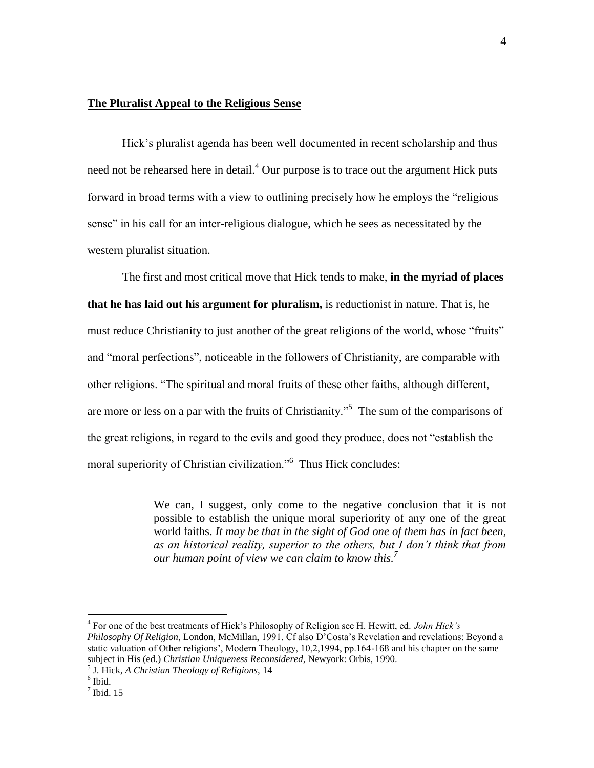## **The Pluralist Appeal to the Religious Sense**

Hick's pluralist agenda has been well documented in recent scholarship and thus need not be rehearsed here in detail.[4] Our purpose is to trace out the argument Hick puts forward in broad terms with a view to outlining precisely how he employs the "religious sense" in his call for an inter-religious dialogue, which he sees as necessitated by the western pluralist situation.

The first and most critical move that Hick tends to make, **in the myriad of places that he has laid out his argument for pluralism,** is reductionist in nature. That is, he must reduce Christianity to just another of the great religions of the world, whose "fruits" and "moral perfections", noticeable in the followers of Christianity, are comparable with other religions. "The spiritual and moral fruits of these other faiths, although different, are more or less on a par with the fruits of Christianity."[5] The sum of the comparisons of the great religions, in regard to the evils and good they produce, does not "establish the moral superiority of Christian civilization."[6] Thus Hick concludes:

> We can, I suggest, only come to the negative conclusion that it is not possible to establish the unique moral superiority of any one of the great world faiths. *It may be that in the sight of God one of them has in fact been, as an historical reality, superior to the others, but I don't think that from our human point of view we can claim to know this.*[7]

---

[4] For one of the best treatments of Hick's Philosophy of Religion see H. Hewitt, ed. *John Hick's Philosophy Of Religion*, London, McMillan, 1991. Cf also D'Costa's Revelation and revelations: Beyond a static valuation of Other religions', Modern Theology, 10,2,1994, pp.164-168 and his chapter on the same subject in His (ed.) *Christian Uniqueness Reconsidered*, Newyork: Orbis, 1990.

[5] J. Hick, *A Christian Theology of Religions,* 14

[6] Ibid.

[7] Ibid. 15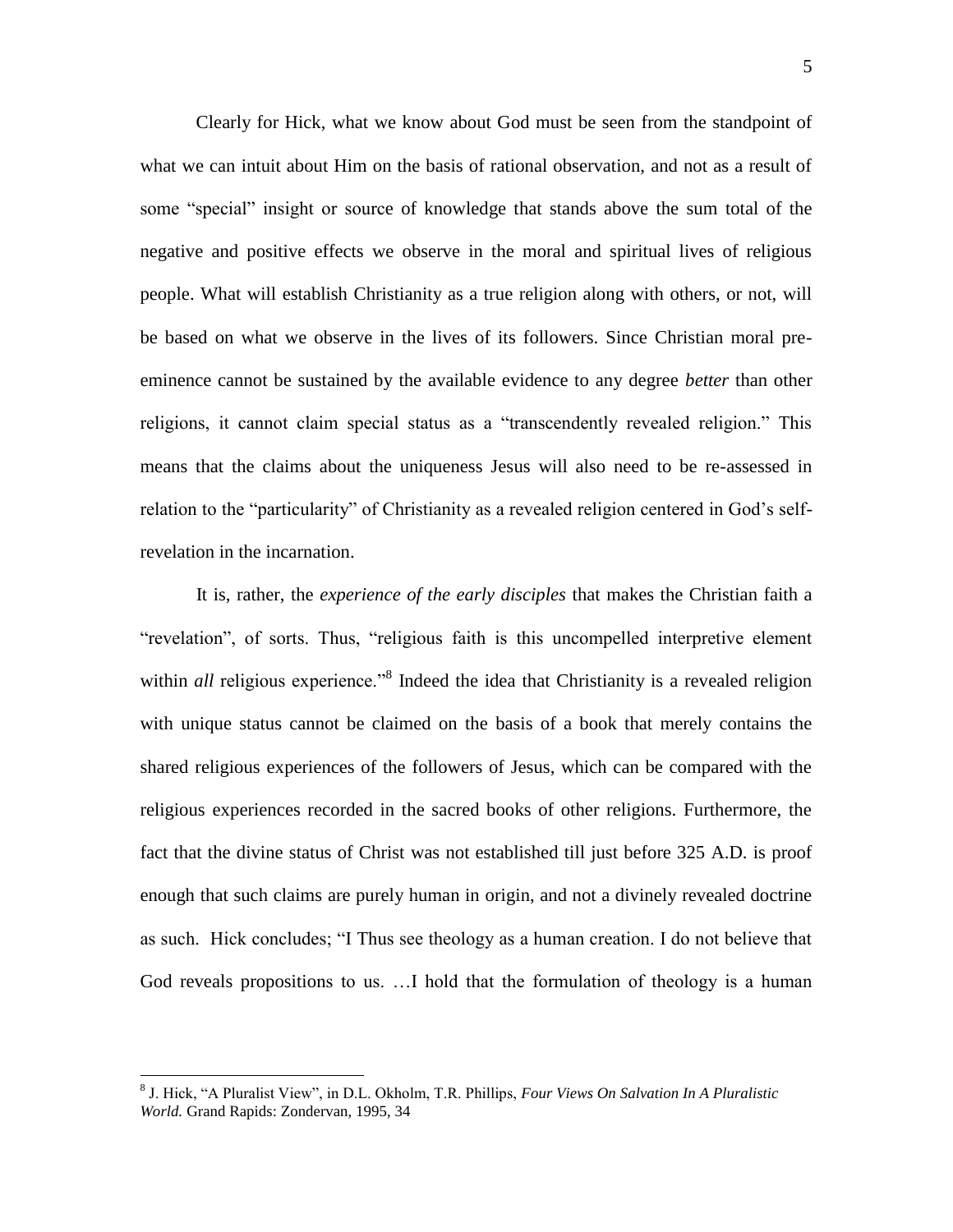Clearly for Hick, what we know about God must be seen from the standpoint of what we can intuit about Him on the basis of rational observation, and not as a result of some "special" insight or source of knowledge that stands above the sum total of the negative and positive effects we observe in the moral and spiritual lives of religious people. What will establish Christianity as a true religion along with others, or not, will be based on what we observe in the lives of its followers. Since Christian moral pre-eminence cannot be sustained by the available evidence to any degree *better* than other religions, it cannot claim special status as a "transcendently revealed religion." This means that the claims about the uniqueness Jesus will also need to be re-assessed in relation to the "particularity" of Christianity as a revealed religion centered in God's self-revelation in the incarnation.

It is, rather, the *experience of the early disciples* that makes the Christian faith a "revelation", of sorts. Thus, "religious faith is this uncompelled interpretive element within *all* religious experience."[8] Indeed the idea that Christianity is a revealed religion with unique status cannot be claimed on the basis of a book that merely contains the shared religious experiences of the followers of Jesus, which can be compared with the religious experiences recorded in the sacred books of other religions. Furthermore, the fact that the divine status of Christ was not established till just before 325 A.D. is proof enough that such claims are purely human in origin, and not a divinely revealed doctrine as such. Hick concludes; "I Thus see theology as a human creation. I do not believe that God reveals propositions to us. …I hold that the formulation of theology is a human

[8] J. Hick, "A Pluralist View", in D.L. Okholm, T.R. Phillips, *Four Views On Salvation In A Pluralistic World.* Grand Rapids: Zondervan, 1995, 34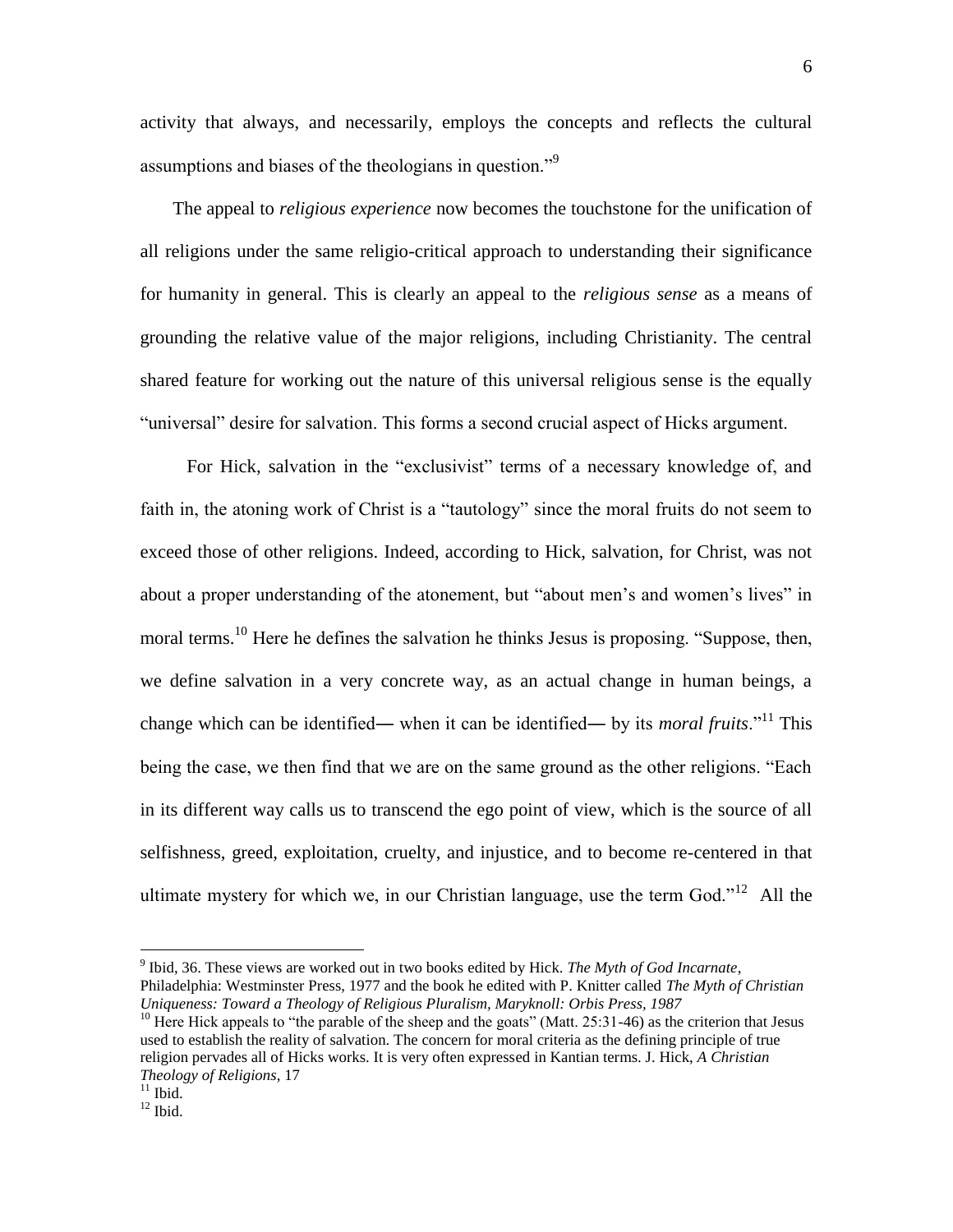activity that always, and necessarily, employs the concepts and reflects the cultural assumptions and biases of the theologians in question."[9]

The appeal to *religious experience* now becomes the touchstone for the unification of all religions under the same religio-critical approach to understanding their significance for humanity in general. This is clearly an appeal to the *religious sense* as a means of grounding the relative value of the major religions, including Christianity. The central shared feature for working out the nature of this universal religious sense is the equally "universal" desire for salvation. This forms a second crucial aspect of Hicks argument.

For Hick, salvation in the "exclusivist" terms of a necessary knowledge of, and faith in, the atoning work of Christ is a "tautology" since the moral fruits do not seem to exceed those of other religions. Indeed, according to Hick, salvation, for Christ, was not about a proper understanding of the atonement, but "about men's and women's lives" in moral terms.[10] Here he defines the salvation he thinks Jesus is proposing. "Suppose, then, we define salvation in a very concrete way, as an actual change in human beings, a change which can be identified— when it can be identified— by its *moral fruits*."[11] This being the case, we then find that we are on the same ground as the other religions. "Each in its different way calls us to transcend the ego point of view, which is the source of all selfishness, greed, exploitation, cruelty, and injustice, and to become re-centered in that ultimate mystery for which we, in our Christian language, use the term God."[12] All the

---

[9] Ibid, 36. These views are worked out in two books edited by Hick. *The Myth of God Incarnate*, Philadelphia: Westminster Press, 1977 and the book he edited with P. Knitter called *The Myth of Christian Uniqueness: Toward a Theology of Religious Pluralism, Maryknoll: Orbis Press, 1987*

[10] Here Hick appeals to "the parable of the sheep and the goats" (Matt. 25:31-46) as the criterion that Jesus used to establish the reality of salvation. The concern for moral criteria as the defining principle of true religion pervades all of Hicks works. It is very often expressed in Kantian terms. J. Hick, *A Christian Theology of Religions*, 17

[11] Ibid.

[12] Ibid.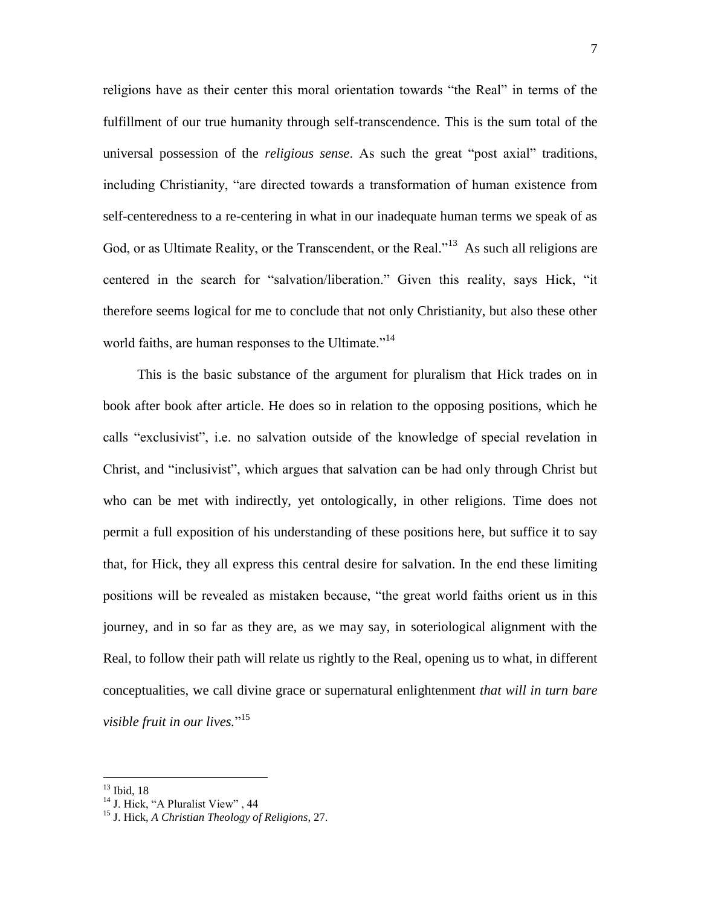religions have as their center this moral orientation towards "the Real" in terms of the fulfillment of our true humanity through self-transcendence. This is the sum total of the universal possession of the *religious sense*. As such the great "post axial" traditions, including Christianity, "are directed towards a transformation of human existence from self-centeredness to a re-centering in what in our inadequate human terms we speak of as God, or as Ultimate Reality, or the Transcendent, or the Real."[13] As such all religions are centered in the search for "salvation/liberation." Given this reality, says Hick, "it therefore seems logical for me to conclude that not only Christianity, but also these other world faiths, are human responses to the Ultimate."[14]

This is the basic substance of the argument for pluralism that Hick trades on in book after book after article. He does so in relation to the opposing positions, which he calls "exclusivist", i.e. no salvation outside of the knowledge of special revelation in Christ, and "inclusivist", which argues that salvation can be had only through Christ but who can be met with indirectly, yet ontologically, in other religions. Time does not permit a full exposition of his understanding of these positions here, but suffice it to say that, for Hick, they all express this central desire for salvation. In the end these limiting positions will be revealed as mistaken because, "the great world faiths orient us in this journey, and in so far as they are, as we may say, in soteriological alignment with the Real, to follow their path will relate us rightly to the Real, opening us to what, in different conceptualities, we call divine grace or supernatural enlightenment *that will in turn bare visible fruit in our lives.*"[15]

---

[13] Ibid, 18

[14] J. Hick, "A Pluralist View" , 44

[15] J. Hick, *A Christian Theology of Religions*, 27.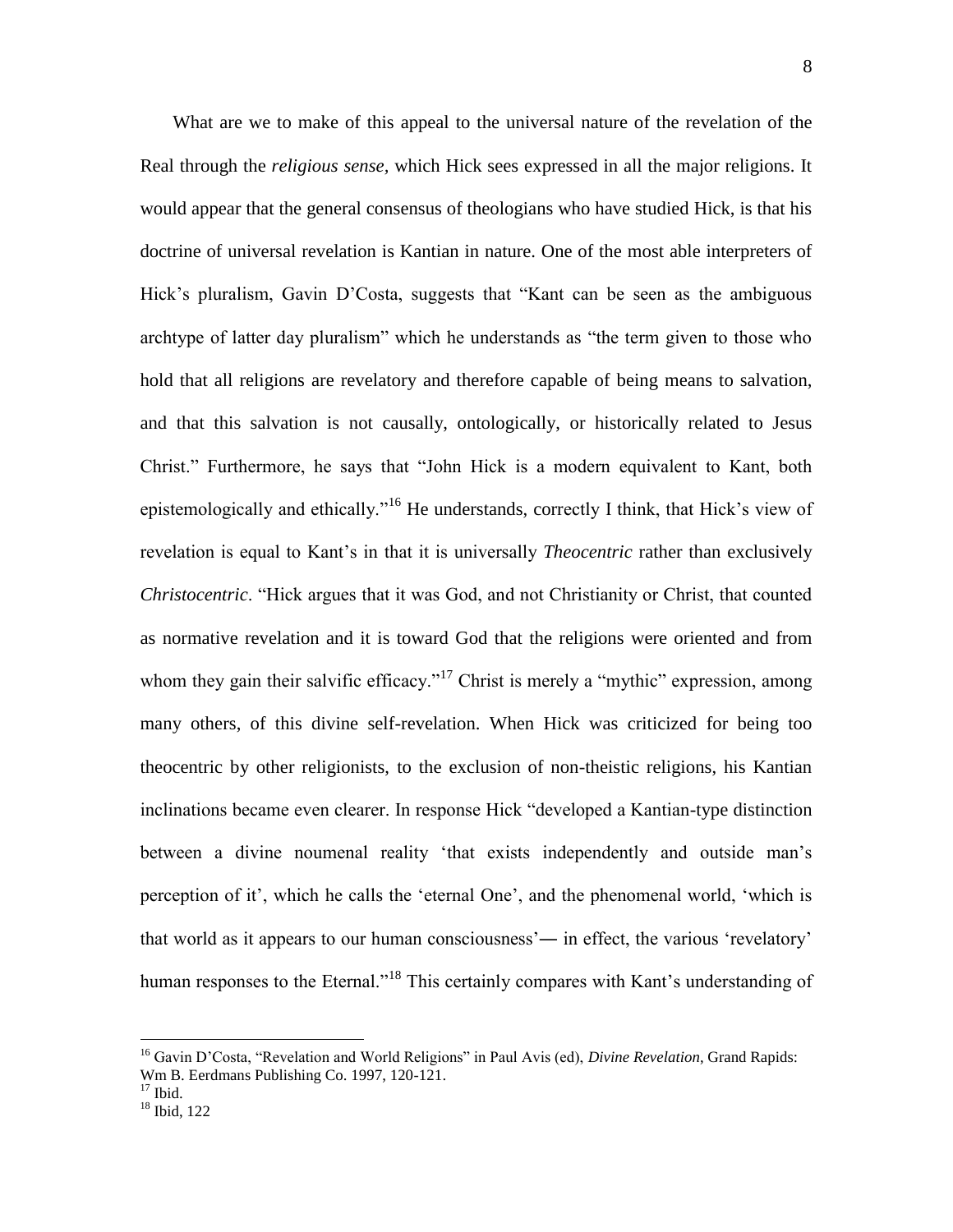What are we to make of this appeal to the universal nature of the revelation of the Real through the *religious sense,* which Hick sees expressed in all the major religions. It would appear that the general consensus of theologians who have studied Hick, is that his doctrine of universal revelation is Kantian in nature. One of the most able interpreters of Hick's pluralism, Gavin D'Costa, suggests that "Kant can be seen as the ambiguous archtype of latter day pluralism" which he understands as "the term given to those who hold that all religions are revelatory and therefore capable of being means to salvation, and that this salvation is not causally, ontologically, or historically related to Jesus Christ." Furthermore, he says that "John Hick is a modern equivalent to Kant, both epistemologically and ethically."[16] He understands, correctly I think, that Hick's view of revelation is equal to Kant's in that it is universally *Theocentric* rather than exclusively *Christocentric*. "Hick argues that it was God, and not Christianity or Christ, that counted as normative revelation and it is toward God that the religions were oriented and from whom they gain their salvific efficacy."[17] Christ is merely a "mythic" expression, among many others, of this divine self-revelation. When Hick was criticized for being too theocentric by other religionists, to the exclusion of non-theistic religions, his Kantian inclinations became even clearer. In response Hick "developed a Kantian-type distinction between a divine noumenal reality 'that exists independently and outside man's perception of it', which he calls the 'eternal One', and the phenomenal world, 'which is that world as it appears to our human consciousness'― in effect, the various 'revelatory' human responses to the Eternal."[18] This certainly compares with Kant's understanding of

---

[16] Gavin D'Costa, "Revelation and World Religions" in Paul Avis (ed), *Divine Revelation*, Grand Rapids: Wm B. Eerdmans Publishing Co. 1997, 120-121.

[17] Ibid.

[18] Ibid, 122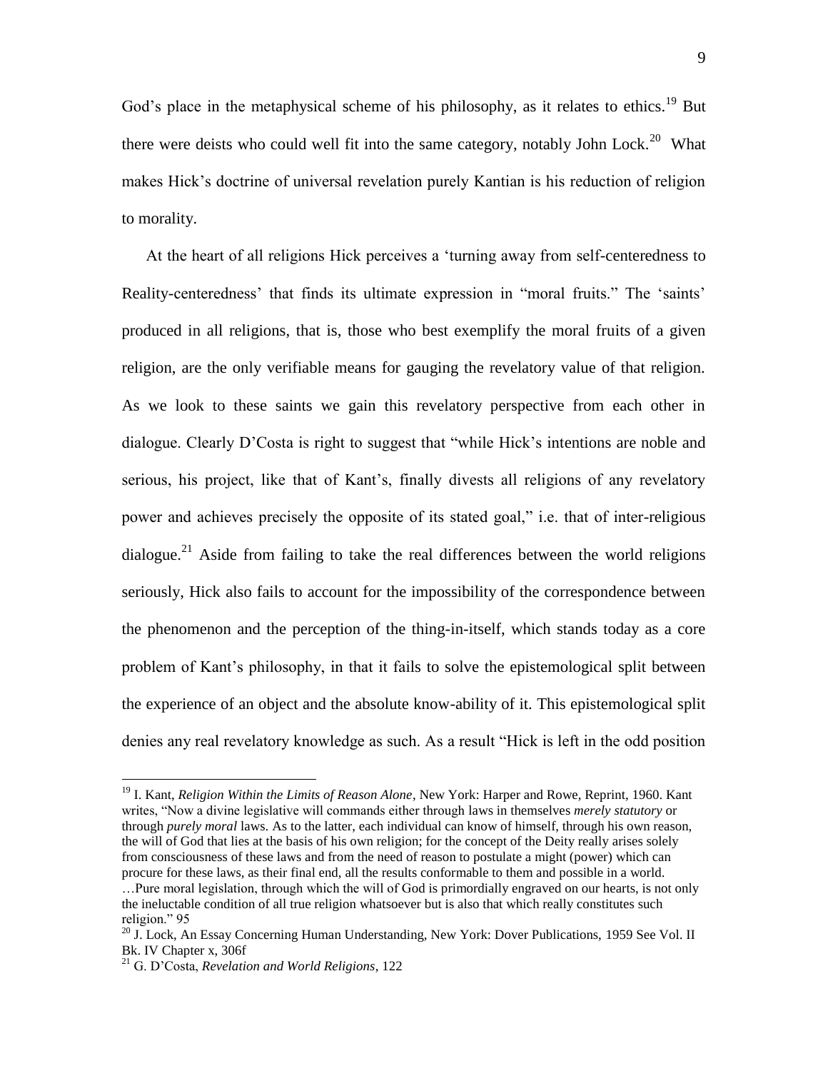God's place in the metaphysical scheme of his philosophy, as it relates to ethics.[19] But there were deists who could well fit into the same category, notably John Lock.[20] What makes Hick's doctrine of universal revelation purely Kantian is his reduction of religion to morality.

At the heart of all religions Hick perceives a 'turning away from self-centeredness to Reality-centeredness' that finds its ultimate expression in "moral fruits." The 'saints' produced in all religions, that is, those who best exemplify the moral fruits of a given religion, are the only verifiable means for gauging the revelatory value of that religion. As we look to these saints we gain this revelatory perspective from each other in dialogue. Clearly D'Costa is right to suggest that "while Hick's intentions are noble and serious, his project, like that of Kant's, finally divests all religions of any revelatory power and achieves precisely the opposite of its stated goal," i.e. that of inter-religious dialogue.[21] Aside from failing to take the real differences between the world religions seriously, Hick also fails to account for the impossibility of the correspondence between the phenomenon and the perception of the thing-in-itself, which stands today as a core problem of Kant's philosophy, in that it fails to solve the epistemological split between the experience of an object and the absolute know-ability of it. This epistemological split denies any real revelatory knowledge as such. As a result "Hick is left in the odd position

---

[19] I. Kant, *Religion Within the Limits of Reason Alone*, New York: Harper and Rowe, Reprint, 1960. Kant writes, "Now a divine legislative will commands either through laws in themselves *merely statutory* or through *purely moral* laws. As to the latter, each individual can know of himself, through his own reason, the will of God that lies at the basis of his own religion; for the concept of the Deity really arises solely from consciousness of these laws and from the need of reason to postulate a might (power) which can procure for these laws, as their final end, all the results conformable to them and possible in a world. …Pure moral legislation, through which the will of God is primordially engraved on our hearts, is not only the ineluctable condition of all true religion whatsoever but is also that which really constitutes such religion." 95

[20] J. Lock, An Essay Concerning Human Understanding, New York: Dover Publications, 1959 See Vol. II Bk. IV Chapter x, 306f

[21] G. D'Costa, *Revelation and World Religions*, 122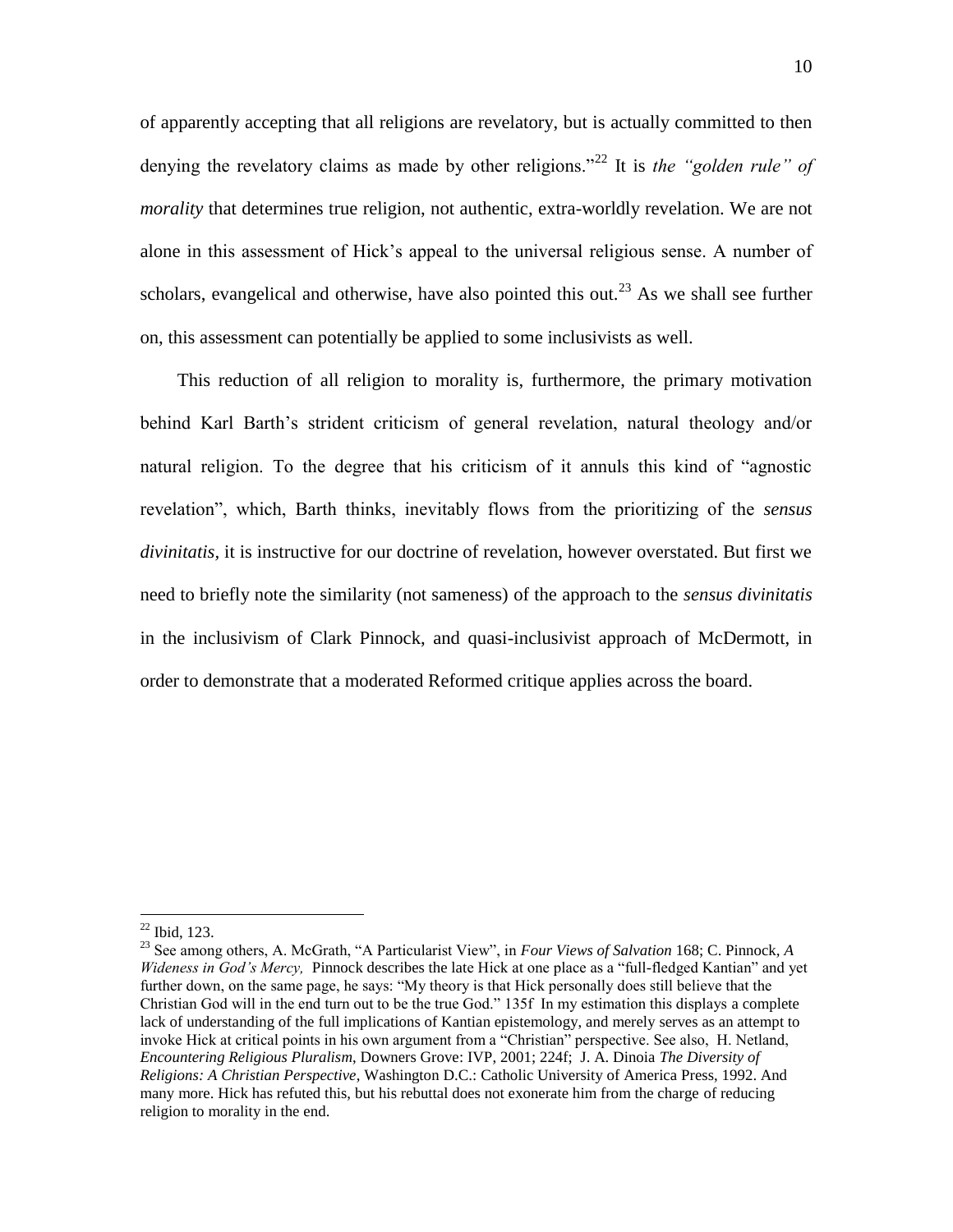of apparently accepting that all religions are revelatory, but is actually committed to then denying the revelatory claims as made by other religions."[22] It is *the "golden rule" of morality* that determines true religion, not authentic, extra-worldly revelation. We are not alone in this assessment of Hick's appeal to the universal religious sense. A number of scholars, evangelical and otherwise, have also pointed this out.[23] As we shall see further on, this assessment can potentially be applied to some inclusivists as well.

This reduction of all religion to morality is, furthermore, the primary motivation behind Karl Barth's strident criticism of general revelation, natural theology and/or natural religion. To the degree that his criticism of it annuls this kind of "agnostic revelation", which, Barth thinks, inevitably flows from the prioritizing of the *sensus divinitatis*, it is instructive for our doctrine of revelation, however overstated. But first we need to briefly note the similarity (not sameness) of the approach to the *sensus divinitatis* in the inclusivism of Clark Pinnock, and quasi-inclusivist approach of McDermott, in order to demonstrate that a moderated Reformed critique applies across the board.

---

[22] Ibid, 123.

[23] See among others, A. McGrath, "A Particularist View", in *Four Views of Salvation* 168; C. Pinnock, *A Wideness in God's Mercy,* Pinnock describes the late Hick at one place as a "full-fledged Kantian" and yet further down, on the same page, he says: "My theory is that Hick personally does still believe that the Christian God will in the end turn out to be the true God." 135f In my estimation this displays a complete lack of understanding of the full implications of Kantian epistemology, and merely serves as an attempt to invoke Hick at critical points in his own argument from a "Christian" perspective. See also, H. Netland, *Encountering Religious Pluralism*, Downers Grove: IVP, 2001; 224f; J. A. Dinoia *The Diversity of Religions: A Christian Perspective*, Washington D.C.: Catholic University of America Press, 1992. And many more. Hick has refuted this, but his rebuttal does not exonerate him from the charge of reducing religion to morality in the end.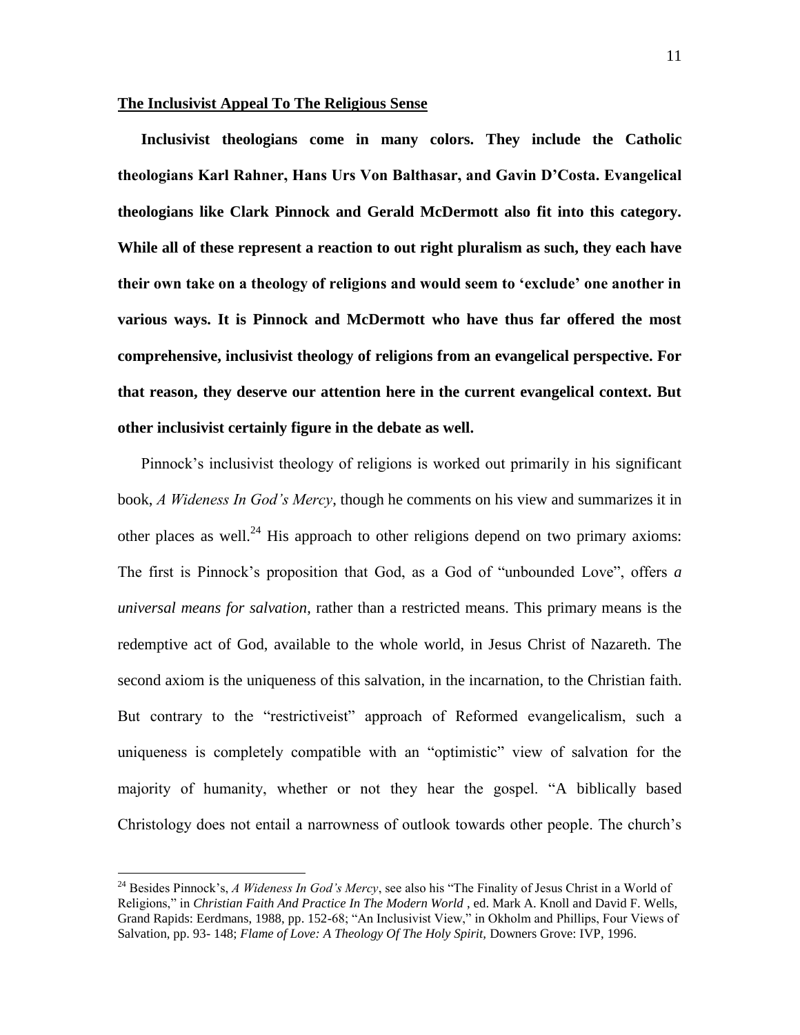**The Inclusivist Appeal To The Religious Sense**

**Inclusivist theologians come in many colors. They include the Catholic theologians Karl Rahner, Hans Urs Von Balthasar, and Gavin D'Costa. Evangelical theologians like Clark Pinnock and Gerald McDermott also fit into this category. While all of these represent a reaction to out right pluralism as such, they each have their own take on a theology of religions and would seem to 'exclude' one another in various ways. It is Pinnock and McDermott who have thus far offered the most comprehensive, inclusivist theology of religions from an evangelical perspective. For that reason, they deserve our attention here in the current evangelical context. But other inclusivist certainly figure in the debate as well.**

Pinnock's inclusivist theology of religions is worked out primarily in his significant book, *A Wideness In God's Mercy*, though he comments on his view and summarizes it in other places as well.[24] His approach to other religions depend on two primary axioms: The first is Pinnock's proposition that God, as a God of "unbounded Love", offers *a universal means for salvation*, rather than a restricted means. This primary means is the redemptive act of God, available to the whole world, in Jesus Christ of Nazareth. The second axiom is the uniqueness of this salvation, in the incarnation, to the Christian faith. But contrary to the "restrictiveist" approach of Reformed evangelicalism, such a uniqueness is completely compatible with an "optimistic" view of salvation for the majority of humanity, whether or not they hear the gospel. "A biblically based Christology does not entail a narrowness of outlook towards other people. The church's

---

[24] Besides Pinnock's, *A Wideness In God's Mercy*, see also his "The Finality of Jesus Christ in a World of Religions," in *Christian Faith And Practice In The Modern World* , ed. Mark A. Knoll and David F. Wells, Grand Rapids: Eerdmans, 1988, pp. 152-68; "An Inclusivist View," in Okholm and Phillips, Four Views of Salvation, pp. 93- 148; *Flame of Love: A Theology Of The Holy Spirit,* Downers Grove: IVP, 1996.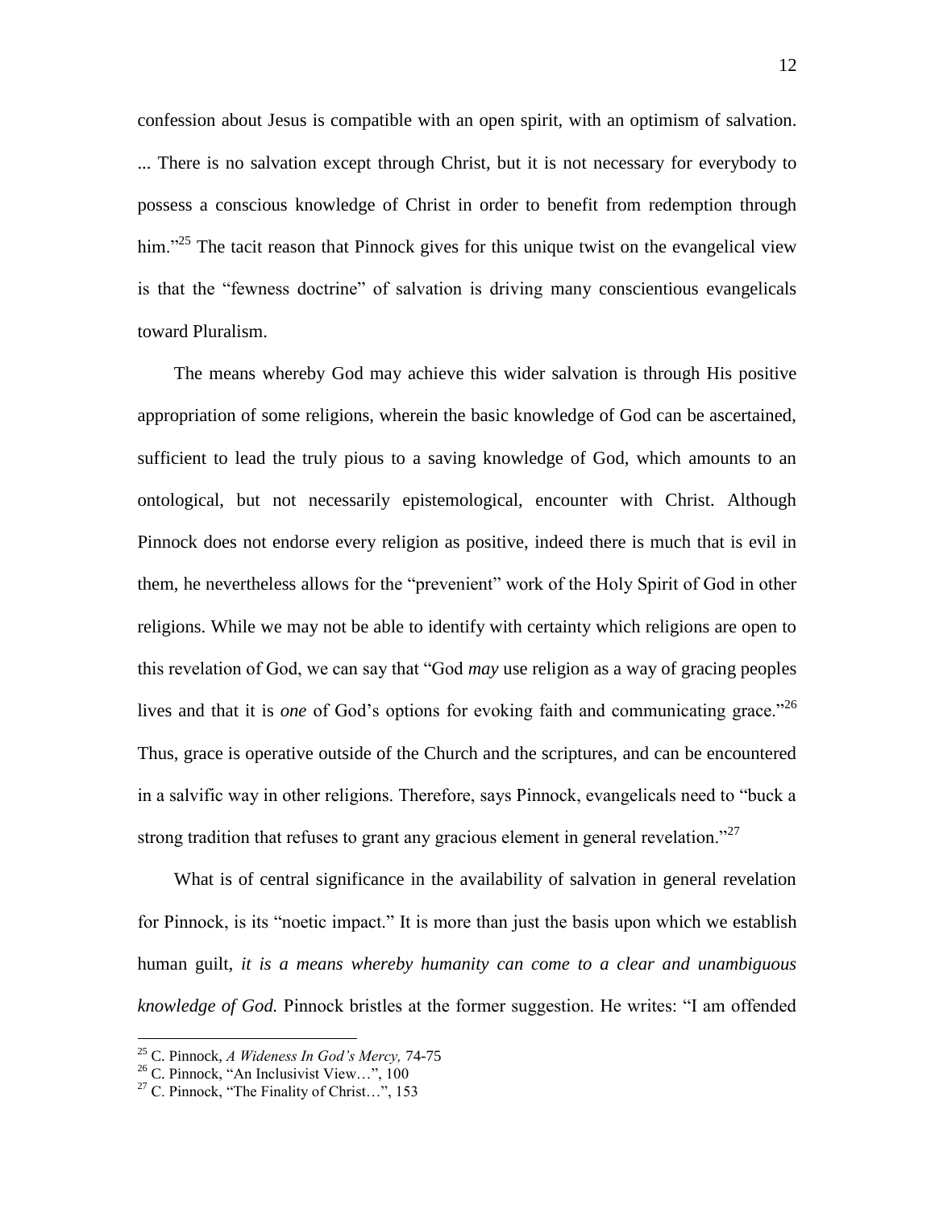confession about Jesus is compatible with an open spirit, with an optimism of salvation. ... There is no salvation except through Christ, but it is not necessary for everybody to possess a conscious knowledge of Christ in order to benefit from redemption through him."[25] The tacit reason that Pinnock gives for this unique twist on the evangelical view is that the "fewness doctrine" of salvation is driving many conscientious evangelicals toward Pluralism.

The means whereby God may achieve this wider salvation is through His positive appropriation of some religions, wherein the basic knowledge of God can be ascertained, sufficient to lead the truly pious to a saving knowledge of God, which amounts to an ontological, but not necessarily epistemological, encounter with Christ. Although Pinnock does not endorse every religion as positive, indeed there is much that is evil in them, he nevertheless allows for the "prevenient" work of the Holy Spirit of God in other religions. While we may not be able to identify with certainty which religions are open to this revelation of God, we can say that "God *may* use religion as a way of gracing peoples lives and that it is *one* of God's options for evoking faith and communicating grace."[26] Thus, grace is operative outside of the Church and the scriptures, and can be encountered in a salvific way in other religions. Therefore, says Pinnock, evangelicals need to "buck a strong tradition that refuses to grant any gracious element in general revelation."[27]

What is of central significance in the availability of salvation in general revelation for Pinnock, is its "noetic impact." It is more than just the basis upon which we establish human guilt, *it is a means whereby humanity can come to a clear and unambiguous knowledge of God.* Pinnock bristles at the former suggestion. He writes: "I am offended

---

[25] C. Pinnock, *A Wideness In God's Mercy,* 74-75

[26] C. Pinnock, "An Inclusivist View…", 100

[27] C. Pinnock, "The Finality of Christ…", 153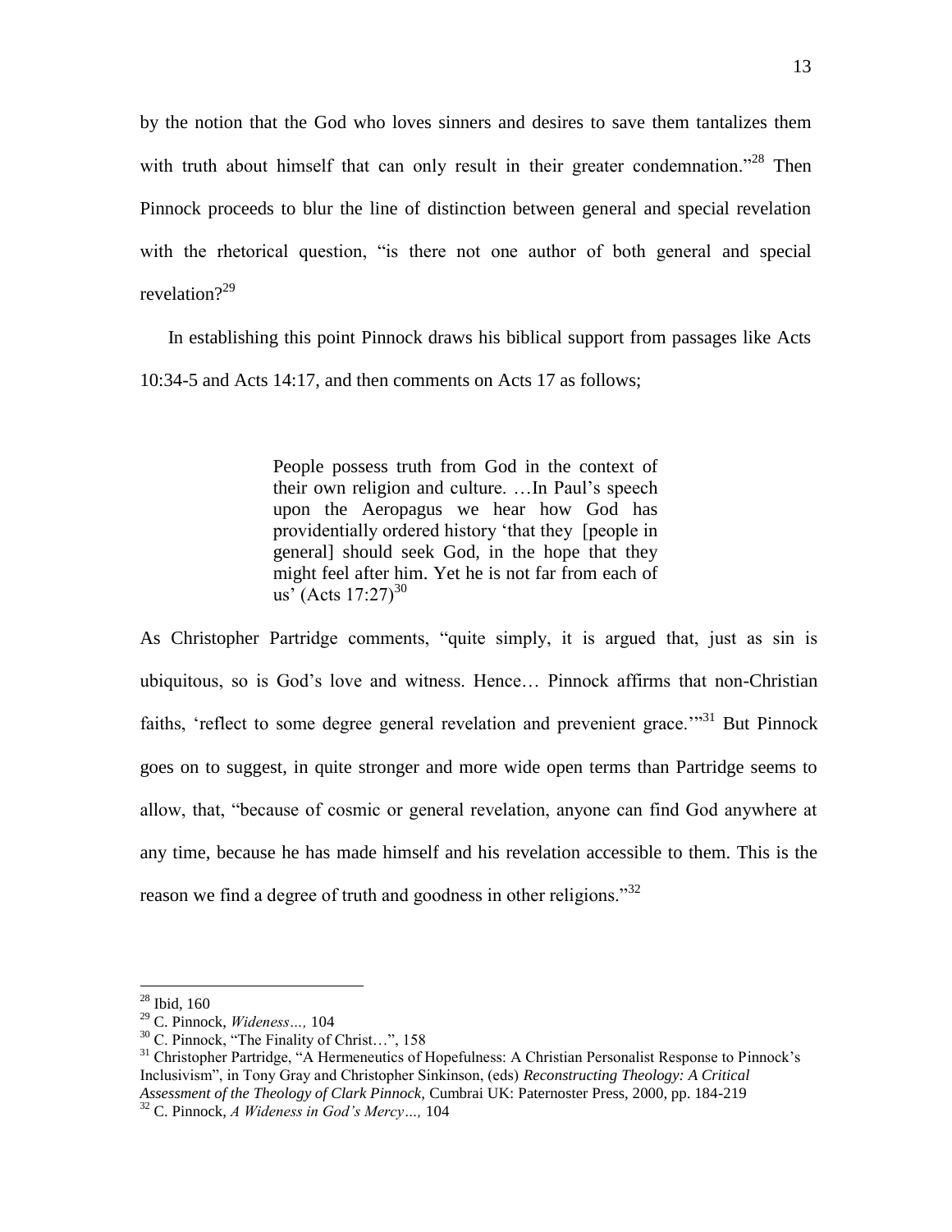by the notion that the God who loves sinners and desires to save them tantalizes them with truth about himself that can only result in their greater condemnation."[28] Then Pinnock proceeds to blur the line of distinction between general and special revelation with the rhetorical question, "is there not one author of both general and special revelation?[29]

In establishing this point Pinnock draws his biblical support from passages like Acts 10:34-5 and Acts 14:17, and then comments on Acts 17 as follows;

> People possess truth from God in the context of their own religion and culture. …In Paul's speech upon the Aeropagus we hear how God has providentially ordered history 'that they [people in general] should seek God, in the hope that they might feel after him. Yet he is not far from each of us' (Acts 17:27)[30]

As Christopher Partridge comments, "quite simply, it is argued that, just as sin is ubiquitous, so is God's love and witness. Hence… Pinnock affirms that non-Christian faiths, 'reflect to some degree general revelation and prevenient grace.'"[31] But Pinnock goes on to suggest, in quite stronger and more wide open terms than Partridge seems to allow, that, "because of cosmic or general revelation, anyone can find God anywhere at any time, because he has made himself and his revelation accessible to them. This is the reason we find a degree of truth and goodness in other religions."[32]

---

[28] Ibid, 160

[29] C. Pinnock, *Wideness…,* 104

[30] C. Pinnock, "The Finality of Christ…", 158

[31] Christopher Partridge, "A Hermeneutics of Hopefulness: A Christian Personalist Response to Pinnock's Inclusivism", in Tony Gray and Christopher Sinkinson, (eds) *Reconstructing Theology: A Critical Assessment of the Theology of Clark Pinnock,* Cumbrai UK: Paternoster Press, 2000, pp. 184-219

[32] C. Pinnock, *A Wideness in God's Mercy…,* 104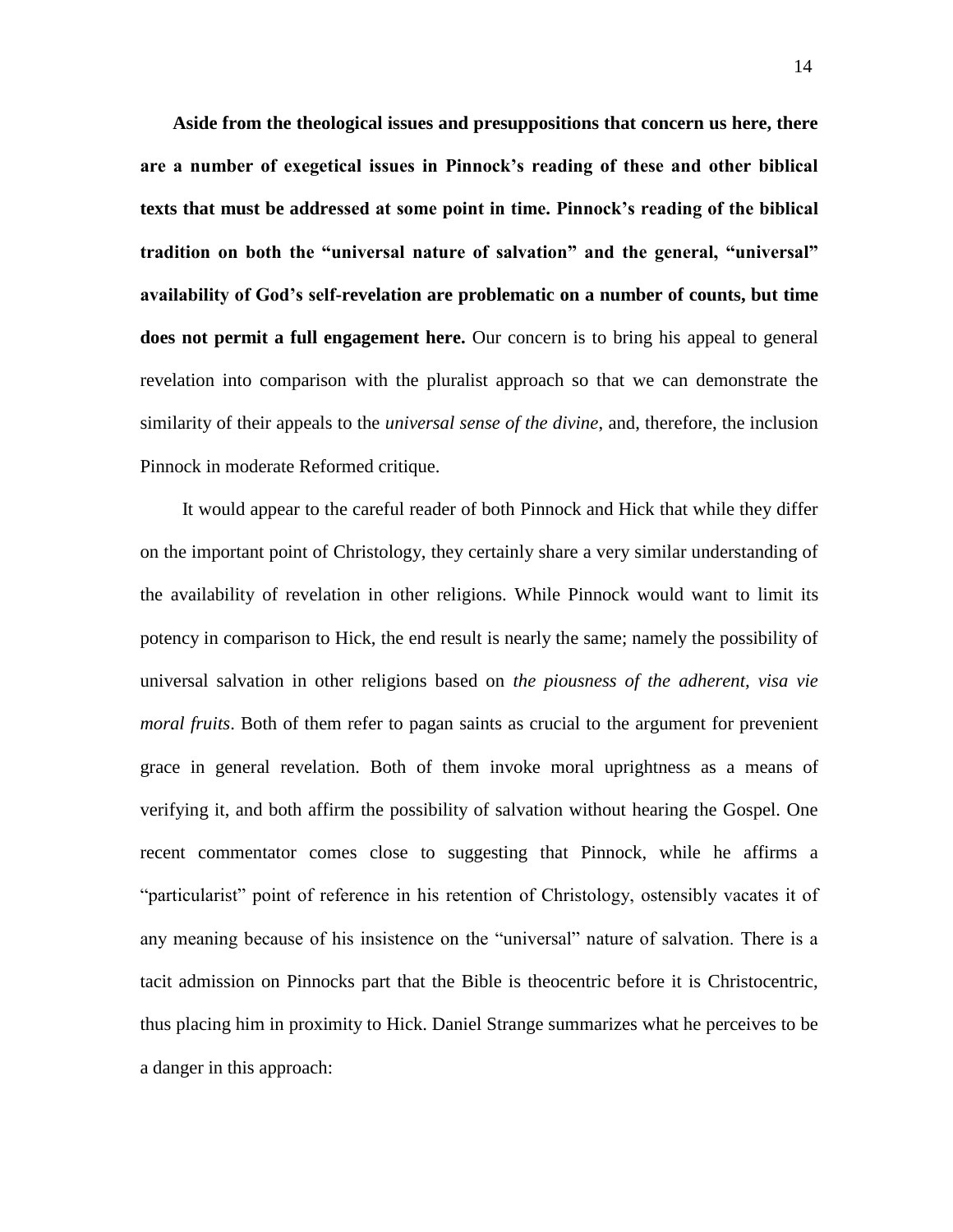**Aside from the theological issues and presuppositions that concern us here, there are a number of exegetical issues in Pinnock's reading of these and other biblical texts that must be addressed at some point in time. Pinnock's reading of the biblical tradition on both the "universal nature of salvation" and the general, "universal" availability of God's self-revelation are problematic on a number of counts, but time does not permit a full engagement here.** Our concern is to bring his appeal to general revelation into comparison with the pluralist approach so that we can demonstrate the similarity of their appeals to the *universal sense of the divine*, and, therefore, the inclusion Pinnock in moderate Reformed critique.

It would appear to the careful reader of both Pinnock and Hick that while they differ on the important point of Christology, they certainly share a very similar understanding of the availability of revelation in other religions. While Pinnock would want to limit its potency in comparison to Hick, the end result is nearly the same; namely the possibility of universal salvation in other religions based on *the piousness of the adherent, visa vie moral fruits*. Both of them refer to pagan saints as crucial to the argument for prevenient grace in general revelation. Both of them invoke moral uprightness as a means of verifying it, and both affirm the possibility of salvation without hearing the Gospel. One recent commentator comes close to suggesting that Pinnock, while he affirms a "particularist" point of reference in his retention of Christology, ostensibly vacates it of any meaning because of his insistence on the "universal" nature of salvation. There is a tacit admission on Pinnocks part that the Bible is theocentric before it is Christocentric, thus placing him in proximity to Hick. Daniel Strange summarizes what he perceives to be a danger in this approach: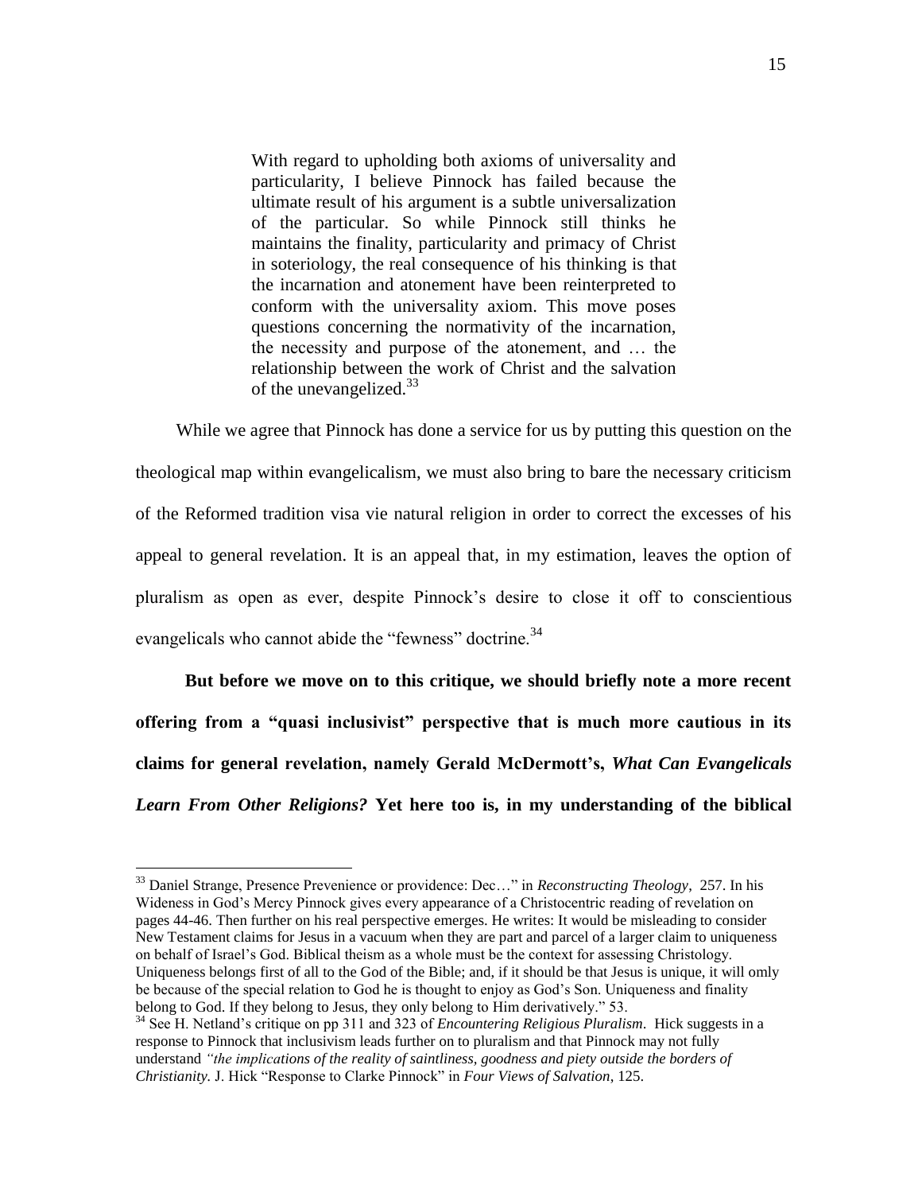> With regard to upholding both axioms of universality and particularity, I believe Pinnock has failed because the ultimate result of his argument is a subtle universalization of the particular. So while Pinnock still thinks he maintains the finality, particularity and primacy of Christ in soteriology, the real consequence of his thinking is that the incarnation and atonement have been reinterpreted to conform with the universality axiom. This move poses questions concerning the normativity of the incarnation, the necessity and purpose of the atonement, and … the relationship between the work of Christ and the salvation of the unevangelized.[33]

While we agree that Pinnock has done a service for us by putting this question on the theological map within evangelicalism, we must also bring to bare the necessary criticism of the Reformed tradition visa vie natural religion in order to correct the excesses of his appeal to general revelation. It is an appeal that, in my estimation, leaves the option of pluralism as open as ever, despite Pinnock's desire to close it off to conscientious evangelicals who cannot abide the "fewness" doctrine.[34]

**But before we move on to this critique, we should briefly note a more recent offering from a "quasi inclusivist" perspective that is much more cautious in its claims for general revelation, namely Gerald McDermott's, *What Can Evangelicals Learn From Other Religions?* Yet here too is, in my understanding of the biblical**

---

[33] Daniel Strange, Presence Prevenience or providence: Dec…" in *Reconstructing Theology*, 257. In his Wideness in God's Mercy Pinnock gives every appearance of a Christocentric reading of revelation on pages 44-46. Then further on his real perspective emerges. He writes: It would be misleading to consider New Testament claims for Jesus in a vacuum when they are part and parcel of a larger claim to uniqueness on behalf of Israel's God. Biblical theism as a whole must be the context for assessing Christology. Uniqueness belongs first of all to the God of the Bible; and, if it should be that Jesus is unique, it will omly be because of the special relation to God he is thought to enjoy as God's Son. Uniqueness and finality belong to God. If they belong to Jesus, they only belong to Him derivatively." 53.

[34] See H. Netland's critique on pp 311 and 323 of *Encountering Religious Pluralism*. Hick suggests in a response to Pinnock that inclusivism leads further on to pluralism and that Pinnock may not fully understand *"the implications of the reality of saintliness, goodness and piety outside the borders of Christianity.* J. Hick "Response to Clarke Pinnock" in *Four Views of Salvation*, 125.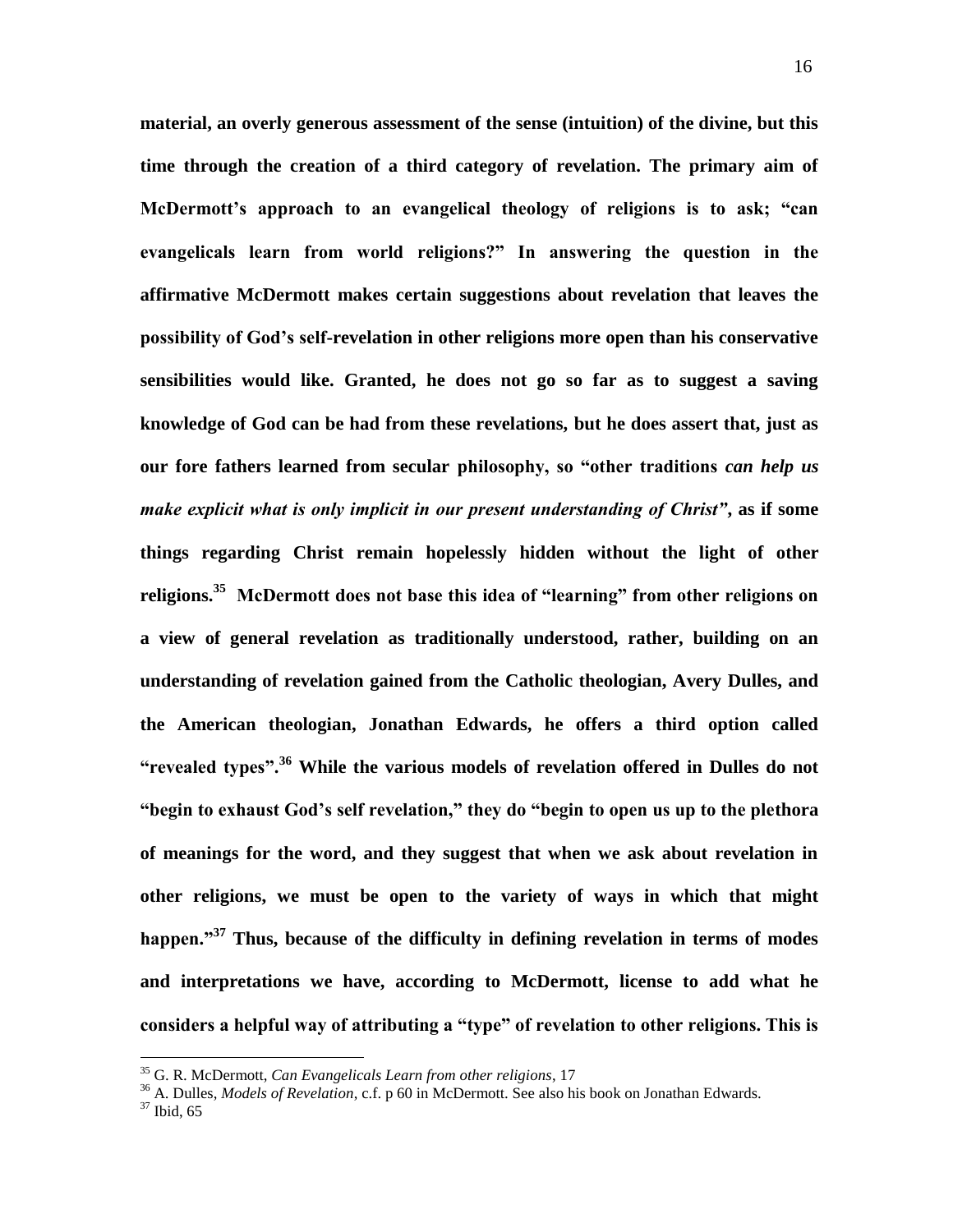**material, an overly generous assessment of the sense (intuition) of the divine, but this time through the creation of a third category of revelation. The primary aim of McDermott's approach to an evangelical theology of religions is to ask; "can evangelicals learn from world religions?" In answering the question in the affirmative McDermott makes certain suggestions about revelation that leaves the possibility of God's self-revelation in other religions more open than his conservative sensibilities would like. Granted, he does not go so far as to suggest a saving knowledge of God can be had from these revelations, but he does assert that, just as our fore fathers learned from secular philosophy, so "other traditions *can help us make explicit what is only implicit in our present understanding of Christ*", as if some things regarding Christ remain hopelessly hidden without the light of other religions.[35] McDermott does not base this idea of "learning" from other religions on a view of general revelation as traditionally understood, rather, building on an understanding of revelation gained from the Catholic theologian, Avery Dulles, and the American theologian, Jonathan Edwards, he offers a third option called "revealed types".[36] While the various models of revelation offered in Dulles do not "begin to exhaust God's self revelation," they do "begin to open us up to the plethora of meanings for the word, and they suggest that when we ask about revelation in other religions, we must be open to the variety of ways in which that might happen."[37] Thus, because of the difficulty in defining revelation in terms of modes and interpretations we have, according to McDermott, license to add what he considers a helpful way of attributing a "type" of revelation to other religions. This is**

---

[35] G. R. McDermott, *Can Evangelicals Learn from other religions*, 17

[36] A. Dulles, *Models of Revelation*, c.f. p 60 in McDermott. See also his book on Jonathan Edwards.

[37] Ibid, 65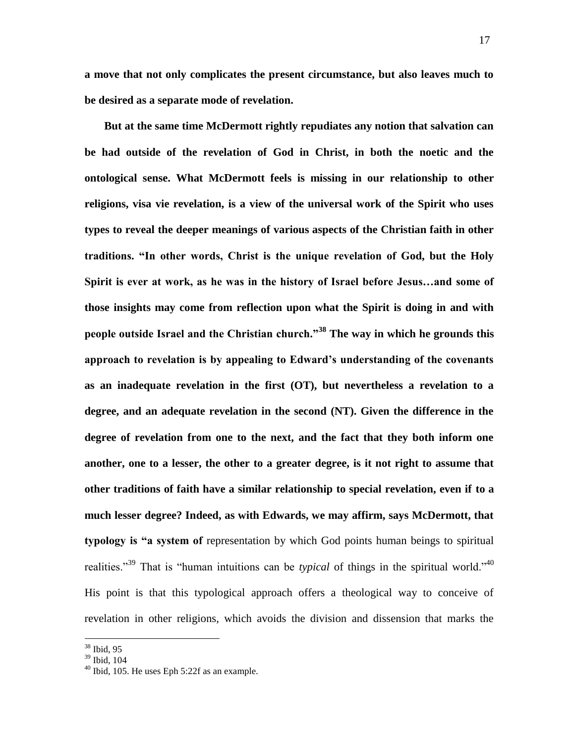**a move that not only complicates the present circumstance, but also leaves much to be desired as a separate mode of revelation.**

**But at the same time McDermott rightly repudiates any notion that salvation can be had outside of the revelation of God in Christ, in both the noetic and the ontological sense. What McDermott feels is missing in our relationship to other religions, visa vie revelation, is a view of the universal work of the Spirit who uses types to reveal the deeper meanings of various aspects of the Christian faith in other traditions. "In other words, Christ is the unique revelation of God, but the Holy Spirit is ever at work, as he was in the history of Israel before Jesus…and some of those insights may come from reflection upon what the Spirit is doing in and with people outside Israel and the Christian church."[38] The way in which he grounds this approach to revelation is by appealing to Edward's understanding of the covenants as an inadequate revelation in the first (OT), but nevertheless a revelation to a degree, and an adequate revelation in the second (NT). Given the difference in the degree of revelation from one to the next, and the fact that they both inform one another, one to a lesser, the other to a greater degree, is it not right to assume that other traditions of faith have a similar relationship to special revelation, even if to a much lesser degree? Indeed, as with Edwards, we may affirm, says McDermott, that typology is "a system of** representation by which God points human beings to spiritual realities."[39] That is "human intuitions can be *typical* of things in the spiritual world."[40] His point is that this typological approach offers a theological way to conceive of revelation in other religions, which avoids the division and dissension that marks the

---

[38] Ibid, 95

[39] Ibid, 104

[40] Ibid, 105. He uses Eph 5:22f as an example.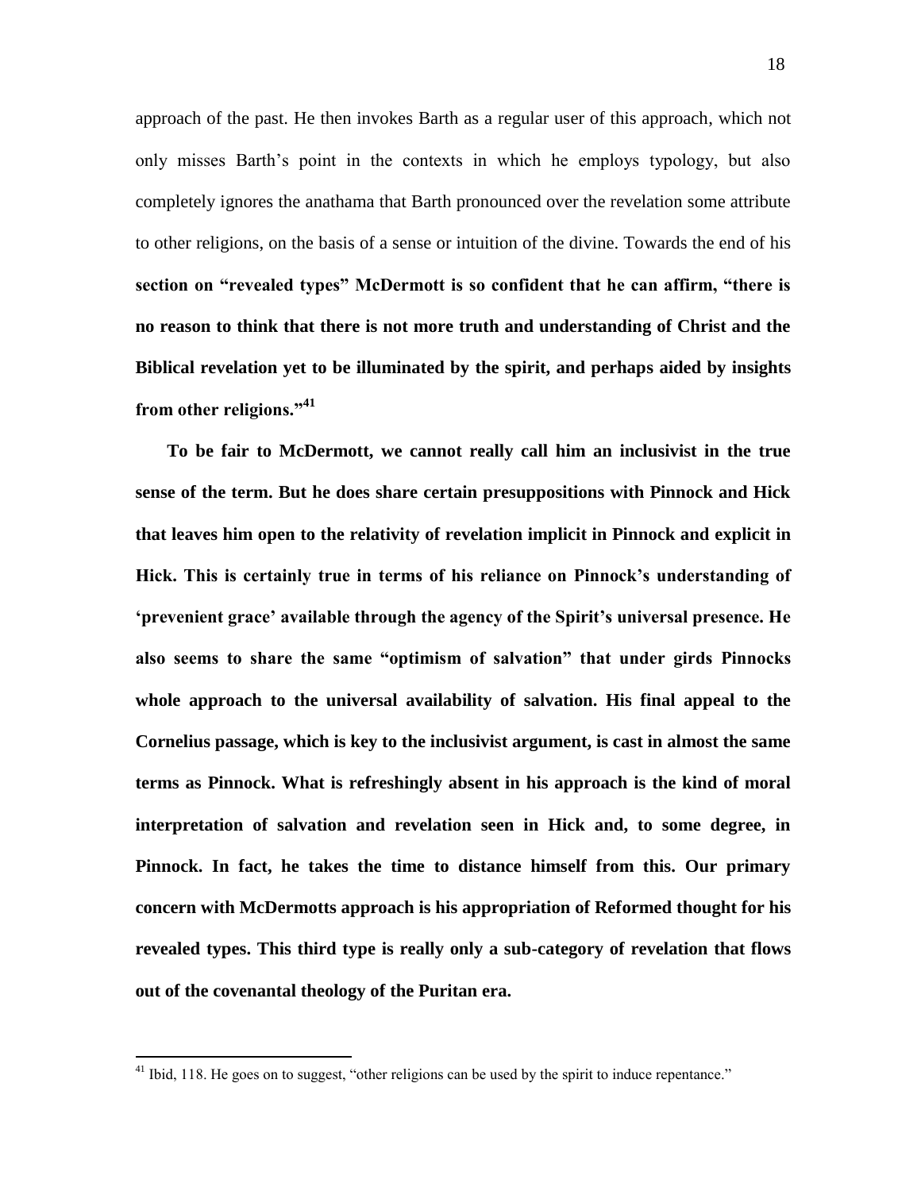approach of the past. He then invokes Barth as a regular user of this approach, which not only misses Barth's point in the contexts in which he employs typology, but also completely ignores the anathama that Barth pronounced over the revelation some attribute to other religions, on the basis of a sense or intuition of the divine. Towards the end of his **section on "revealed types" McDermott is so confident that he can affirm, "there is no reason to think that there is not more truth and understanding of Christ and the Biblical revelation yet to be illuminated by the spirit, and perhaps aided by insights from other religions."[41]**

**To be fair to McDermott, we cannot really call him an inclusivist in the true sense of the term. But he does share certain presuppositions with Pinnock and Hick that leaves him open to the relativity of revelation implicit in Pinnock and explicit in Hick. This is certainly true in terms of his reliance on Pinnock's understanding of 'prevenient grace' available through the agency of the Spirit's universal presence. He also seems to share the same "optimism of salvation" that under girds Pinnocks whole approach to the universal availability of salvation. His final appeal to the Cornelius passage, which is key to the inclusivist argument, is cast in almost the same terms as Pinnock. What is refreshingly absent in his approach is the kind of moral interpretation of salvation and revelation seen in Hick and, to some degree, in Pinnock. In fact, he takes the time to distance himself from this. Our primary concern with McDermotts approach is his appropriation of Reformed thought for his revealed types. This third type is really only a sub-category of revelation that flows out of the covenantal theology of the Puritan era.**

---

[41] Ibid, 118. He goes on to suggest, "other religions can be used by the spirit to induce repentance."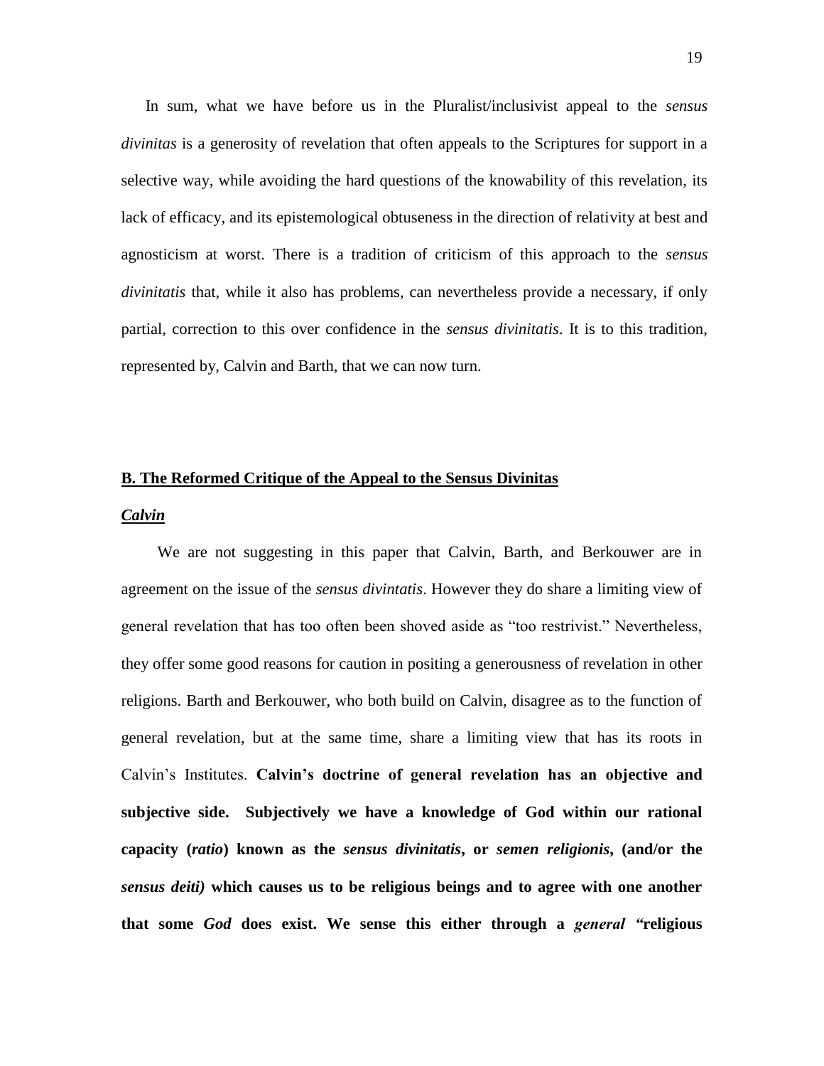In sum, what we have before us in the Pluralist/inclusivist appeal to the *sensus divinitas* is a generosity of revelation that often appeals to the Scriptures for support in a selective way, while avoiding the hard questions of the knowability of this revelation, its lack of efficacy, and its epistemological obtuseness in the direction of relativity at best and agnosticism at worst. There is a tradition of criticism of this approach to the *sensus divinitatis* that, while it also has problems, can nevertheless provide a necessary, if only partial, correction to this over confidence in the *sensus divinitatis*. It is to this tradition, represented by, Calvin and Barth, that we can now turn.

## B. The Reformed Critique of the Appeal to the Sensus Divinitas

### *Calvin*

We are not suggesting in this paper that Calvin, Barth, and Berkouwer are in agreement on the issue of the *sensus divintatis*. However they do share a limiting view of general revelation that has too often been shoved aside as "too restrivist." Nevertheless, they offer some good reasons for caution in positing a generousness of revelation in other religions. Barth and Berkouwer, who both build on Calvin, disagree as to the function of general revelation, but at the same time, share a limiting view that has its roots in Calvin's Institutes. **Calvin's doctrine of general revelation has an objective and subjective side. Subjectively we have a knowledge of God within our rational capacity (*ratio*) known as the *sensus divinitatis*, or *semen religionis*, (and/or the *sensus deiti)* which causes us to be religious beings and to agree with one another that some *God* does exist. We sense this either through a *general* "religious**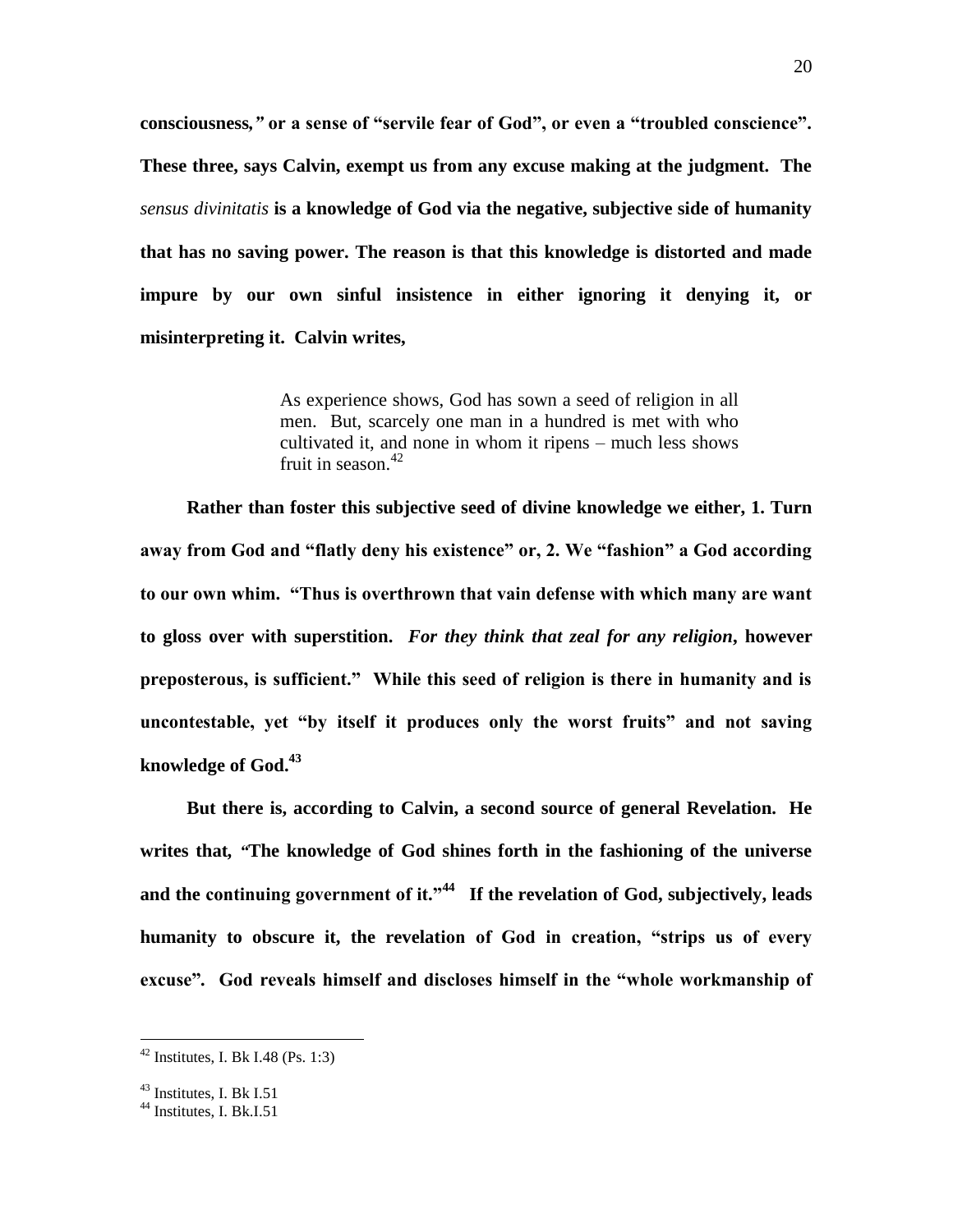**consciousness," or a sense of "servile fear of God", or even a "troubled conscience". These three, says Calvin, exempt us from any excuse making at the judgment. The** *sensus divinitatis* **is a knowledge of God via the negative, subjective side of humanity that has no saving power. The reason is that this knowledge is distorted and made impure by our own sinful insistence in either ignoring it denying it, or misinterpreting it. Calvin writes,**

> As experience shows, God has sown a seed of religion in all men. But, scarcely one man in a hundred is met with who cultivated it, and none in whom it ripens – much less shows fruit in season.[42]

**Rather than foster this subjective seed of divine knowledge we either, 1. Turn away from God and "flatly deny his existence" or, 2. We "fashion" a God according to our own whim. "Thus is overthrown that vain defense with which many are want to gloss over with superstition.** ***For they think that zeal for any religion*, however preposterous, is sufficient." While this seed of religion is there in humanity and is uncontestable, yet "by itself it produces only the worst fruits" and not saving knowledge of God.[43]**

**But there is, according to Calvin, a second source of general Revelation. He writes that, "The knowledge of God shines forth in the fashioning of the universe and the continuing government of it."[44] If the revelation of God, subjectively, leads humanity to obscure it, the revelation of God in creation, "strips us of every excuse". God reveals himself and discloses himself in the "whole workmanship of**

---

[42] Institutes, I. Bk I.48 (Ps. 1:3)

[43] Institutes, I. Bk I.51

[44] Institutes, I. Bk.I.51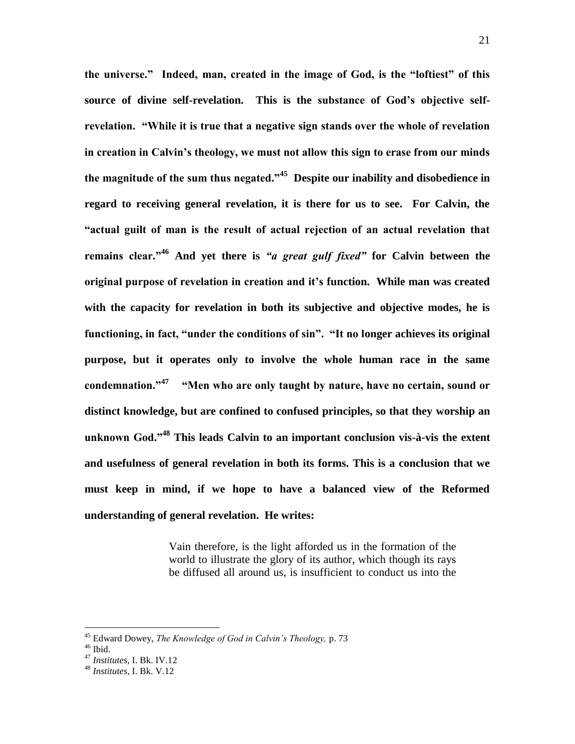**the universe." Indeed, man, created in the image of God, is the "loftiest" of this source of divine self-revelation. This is the substance of God's objective self-revelation. "While it is true that a negative sign stands over the whole of revelation in creation in Calvin's theology, we must not allow this sign to erase from our minds the magnitude of the sum thus negated."[45] Despite our inability and disobedience in regard to receiving general revelation, it is there for us to see. For Calvin, the "actual guilt of man is the result of actual rejection of an actual revelation that remains clear."[46] And yet there is *"a great gulf fixed"* for Calvin between the original purpose of revelation in creation and it's function. While man was created with the capacity for revelation in both its subjective and objective modes, he is functioning, in fact, "under the conditions of sin". "It no longer achieves its original purpose, but it operates only to involve the whole human race in the same condemnation."[47] "Men who are only taught by nature, have no certain, sound or distinct knowledge, but are confined to confused principles, so that they worship an unknown God."[48] This leads Calvin to an important conclusion vis-à-vis the extent and usefulness of general revelation in both its forms. This is a conclusion that we must keep in mind, if we hope to have a balanced view of the Reformed understanding of general revelation. He writes:**

> Vain therefore, is the light afforded us in the formation of the world to illustrate the glory of its author, which though its rays be diffused all around us, is insufficient to conduct us into the

---

[45] Edward Dowey, *The Knowledge of God in Calvin's Theology,* p. 73

[46] Ibid.

[47] *Institutes*, I. Bk. IV.12

[48] *Institutes*, I. Bk. V.12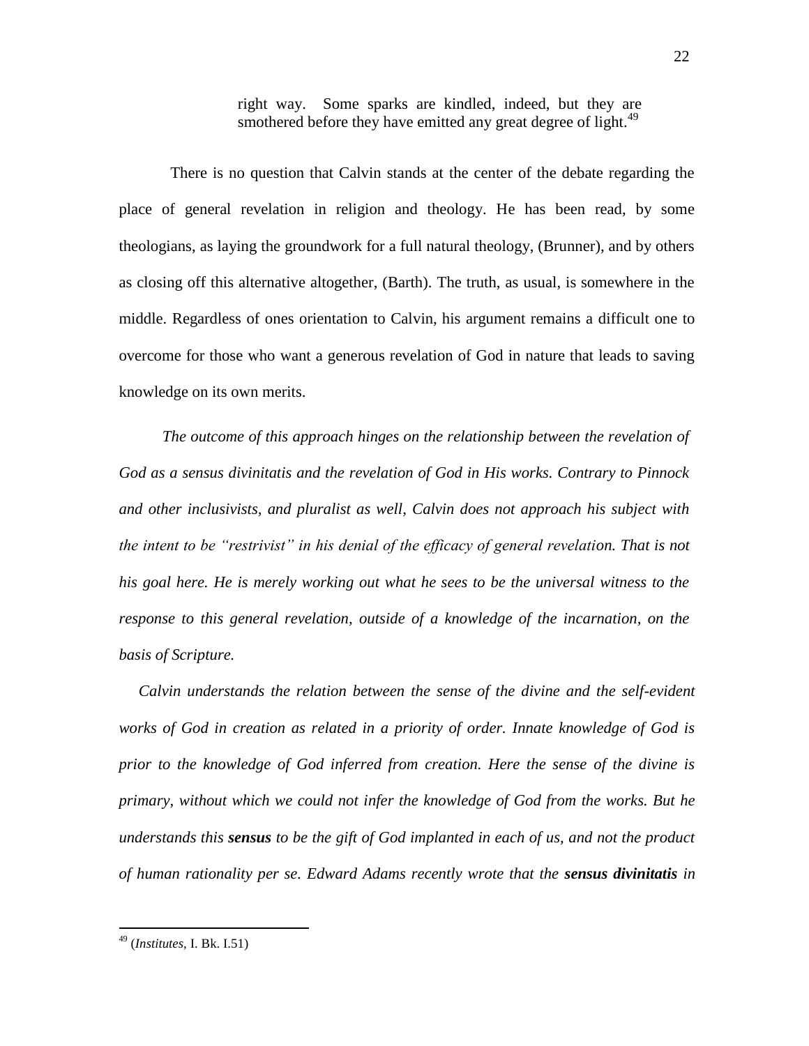> right way. Some sparks are kindled, indeed, but they are smothered before they have emitted any great degree of light.[49]

There is no question that Calvin stands at the center of the debate regarding the place of general revelation in religion and theology. He has been read, by some theologians, as laying the groundwork for a full natural theology, (Brunner), and by others as closing off this alternative altogether, (Barth). The truth, as usual, is somewhere in the middle. Regardless of ones orientation to Calvin, his argument remains a difficult one to overcome for those who want a generous revelation of God in nature that leads to saving knowledge on its own merits.

*The outcome of this approach hinges on the relationship between the revelation of God as a sensus divinitatis and the revelation of God in His works. Contrary to Pinnock and other inclusivists, and pluralist as well, Calvin does not approach his subject with the intent to be "restrivist" in his denial of the efficacy of general revelation. That is not his goal here. He is merely working out what he sees to be the universal witness to the response to this general revelation, outside of a knowledge of the incarnation, on the basis of Scripture.*

*Calvin understands the relation between the sense of the divine and the self-evident works of God in creation as related in a priority of order. Innate knowledge of God is prior to the knowledge of God inferred from creation. Here the sense of the divine is primary, without which we could not infer the knowledge of God from the works. But he understands this* ***sensus*** *to be the gift of God implanted in each of us, and not the product of human rationality per se. Edward Adams recently wrote that the* ***sensus divinitatis*** *in*

---

[49] (*Institutes*, I. Bk. I.51)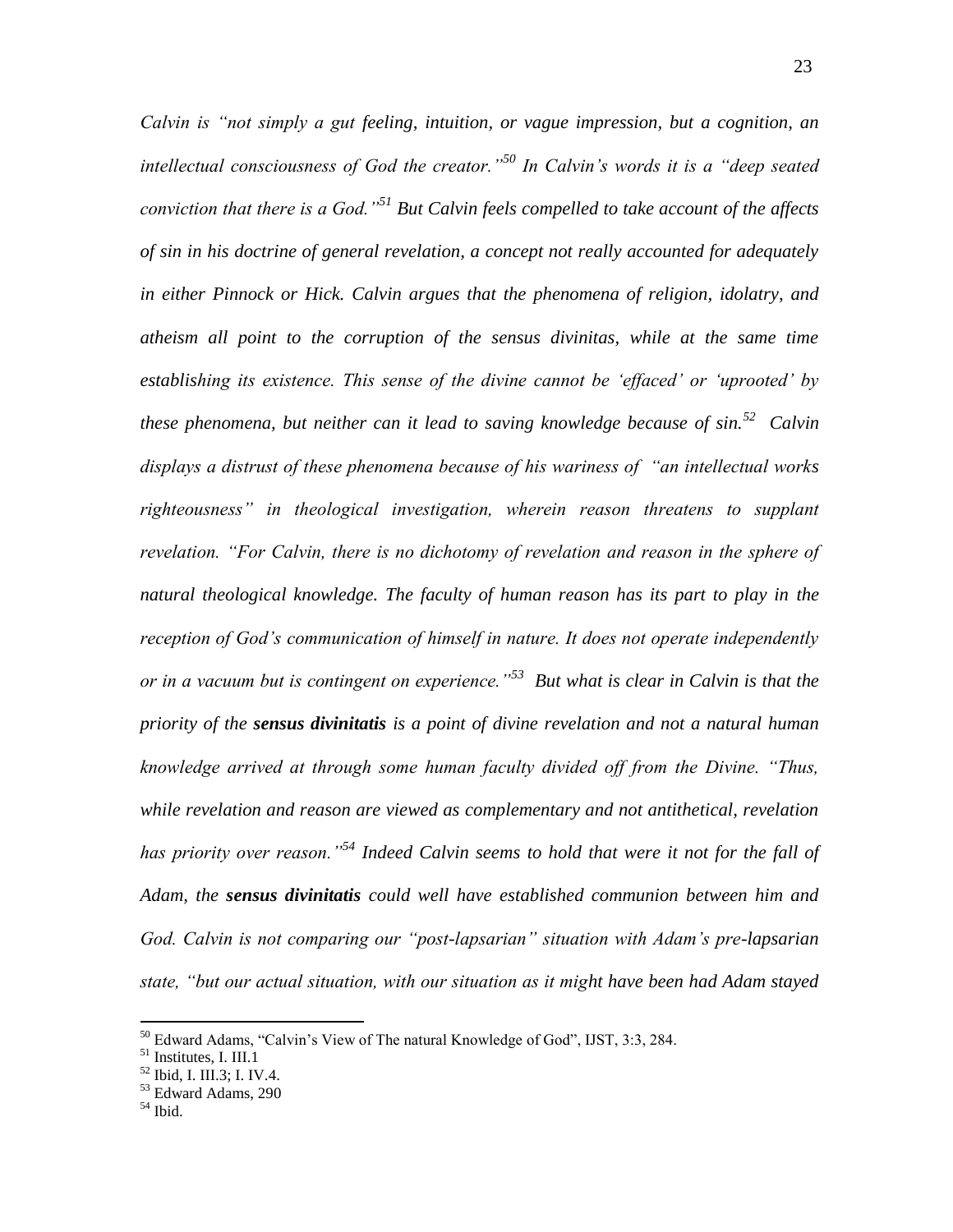*Calvin is "not simply a gut feeling, intuition, or vague impression, but a cognition, an intellectual consciousness of God the creator."[50] In Calvin's words it is a "deep seated conviction that there is a God."[51] But Calvin feels compelled to take account of the affects of sin in his doctrine of general revelation, a concept not really accounted for adequately in either Pinnock or Hick. Calvin argues that the phenomena of religion, idolatry, and atheism all point to the corruption of the sensus divinitas, while at the same time establishing its existence. This sense of the divine cannot be 'effaced' or 'uprooted' by these phenomena, but neither can it lead to saving knowledge because of sin.[52] Calvin displays a distrust of these phenomena because of his wariness of "an intellectual works righteousness" in theological investigation, wherein reason threatens to supplant revelation. "For Calvin, there is no dichotomy of revelation and reason in the sphere of natural theological knowledge. The faculty of human reason has its part to play in the reception of God's communication of himself in nature. It does not operate independently or in a vacuum but is contingent on experience."[53] But what is clear in Calvin is that the priority of the **sensus divinitatis** is a point of divine revelation and not a natural human knowledge arrived at through some human faculty divided off from the Divine. "Thus, while revelation and reason are viewed as complementary and not antithetical, revelation has priority over reason."[54] Indeed Calvin seems to hold that were it not for the fall of Adam, the **sensus divinitatis** could well have established communion between him and God. Calvin is not comparing our "post-lapsarian" situation with Adam's pre-lapsarian state, "but our actual situation, with our situation as it might have been had Adam stayed*

---

[50] Edward Adams, "Calvin's View of The natural Knowledge of God", IJST, 3:3, 284.

[51] Institutes, I. III.1

[52] Ibid, I. III.3; I. IV.4.

[53] Edward Adams, 290

[54] Ibid.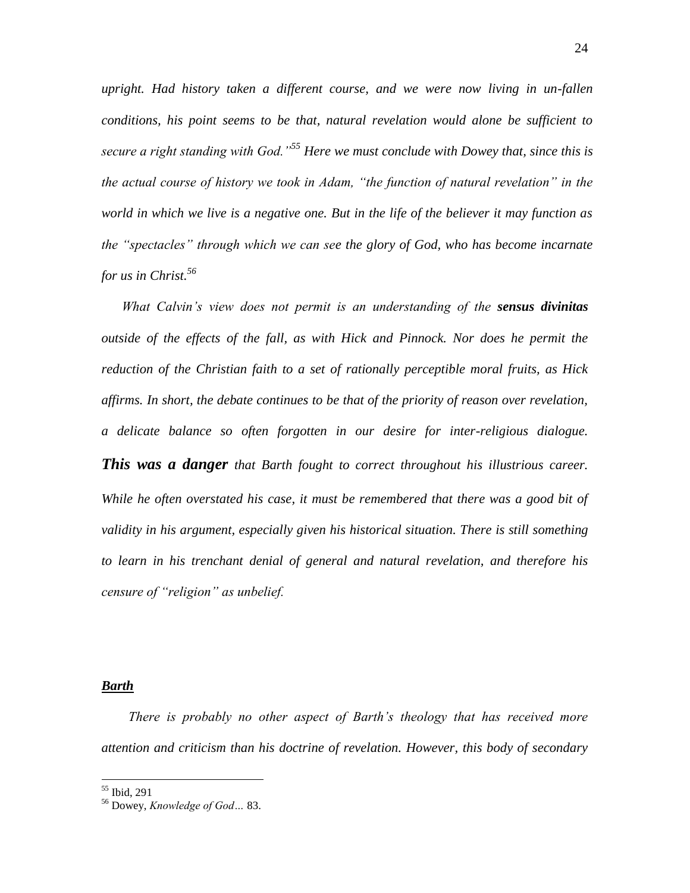*upright. Had history taken a different course, and we were now living in un-fallen conditions, his point seems to be that, natural revelation would alone be sufficient to secure a right standing with God."[55] Here we must conclude with Dowey that, since this is the actual course of history we took in Adam, "the function of natural revelation" in the world in which we live is a negative one. But in the life of the believer it may function as the "spectacles" through which we can see the glory of God, who has become incarnate for us in Christ.*[56]

*What Calvin's view does not permit is an understanding of the* ***sensus divinitas*** *outside of the effects of the fall, as with Hick and Pinnock. Nor does he permit the reduction of the Christian faith to a set of rationally perceptible moral fruits, as Hick affirms. In short, the debate continues to be that of the priority of reason over revelation, a delicate balance so often forgotten in our desire for inter-religious dialogue.* ***This was a danger*** *that Barth fought to correct throughout his illustrious career. While he often overstated his case, it must be remembered that there was a good bit of validity in his argument, especially given his historical situation. There is still something to learn in his trenchant denial of general and natural revelation, and therefore his censure of "religion" as unbelief.*

***Barth***

*There is probably no other aspect of Barth's theology that has received more attention and criticism than his doctrine of revelation. However, this body of secondary*

---

[55] Ibid, 291

[56] Dowey, *Knowledge of God…* 83.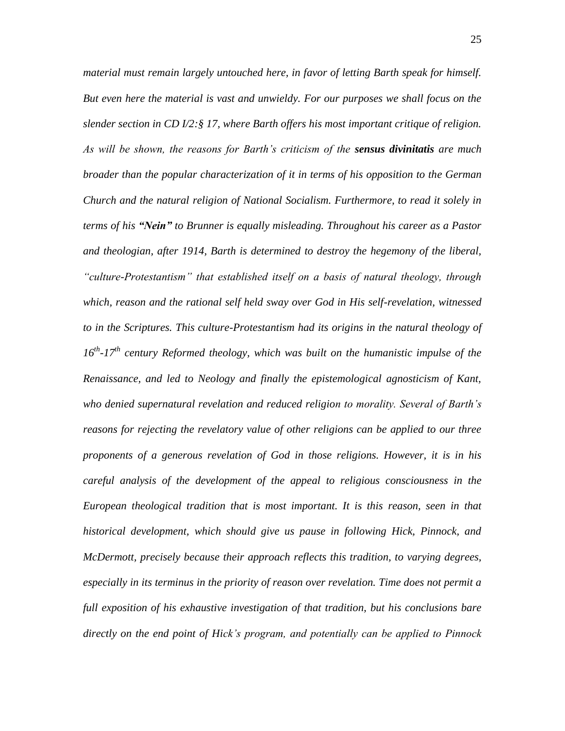*material must remain largely untouched here, in favor of letting Barth speak for himself. But even here the material is vast and unwieldy. For our purposes we shall focus on the slender section in CD I/2:§ 17, where Barth offers his most important critique of religion. As will be shown, the reasons for Barth's criticism of the* ***sensus divinitatis*** *are much broader than the popular characterization of it in terms of his opposition to the German Church and the natural religion of National Socialism. Furthermore, to read it solely in terms of his* ***"Nein"*** *to Brunner is equally misleading. Throughout his career as a Pastor and theologian, after 1914, Barth is determined to destroy the hegemony of the liberal, "culture-Protestantism" that established itself on a basis of natural theology, through which, reason and the rational self held sway over God in His self-revelation, witnessed to in the Scriptures. This culture-Protestantism had its origins in the natural theology of 16th-17th century Reformed theology, which was built on the humanistic impulse of the Renaissance, and led to Neology and finally the epistemological agnosticism of Kant, who denied supernatural revelation and reduced religion to morality. Several of Barth's reasons for rejecting the revelatory value of other religions can be applied to our three proponents of a generous revelation of God in those religions. However, it is in his careful analysis of the development of the appeal to religious consciousness in the European theological tradition that is most important. It is this reason, seen in that historical development, which should give us pause in following Hick, Pinnock, and McDermott, precisely because their approach reflects this tradition, to varying degrees, especially in its terminus in the priority of reason over revelation. Time does not permit a full exposition of his exhaustive investigation of that tradition, but his conclusions bare directly on the end point of Hick's program, and potentially can be applied to Pinnock*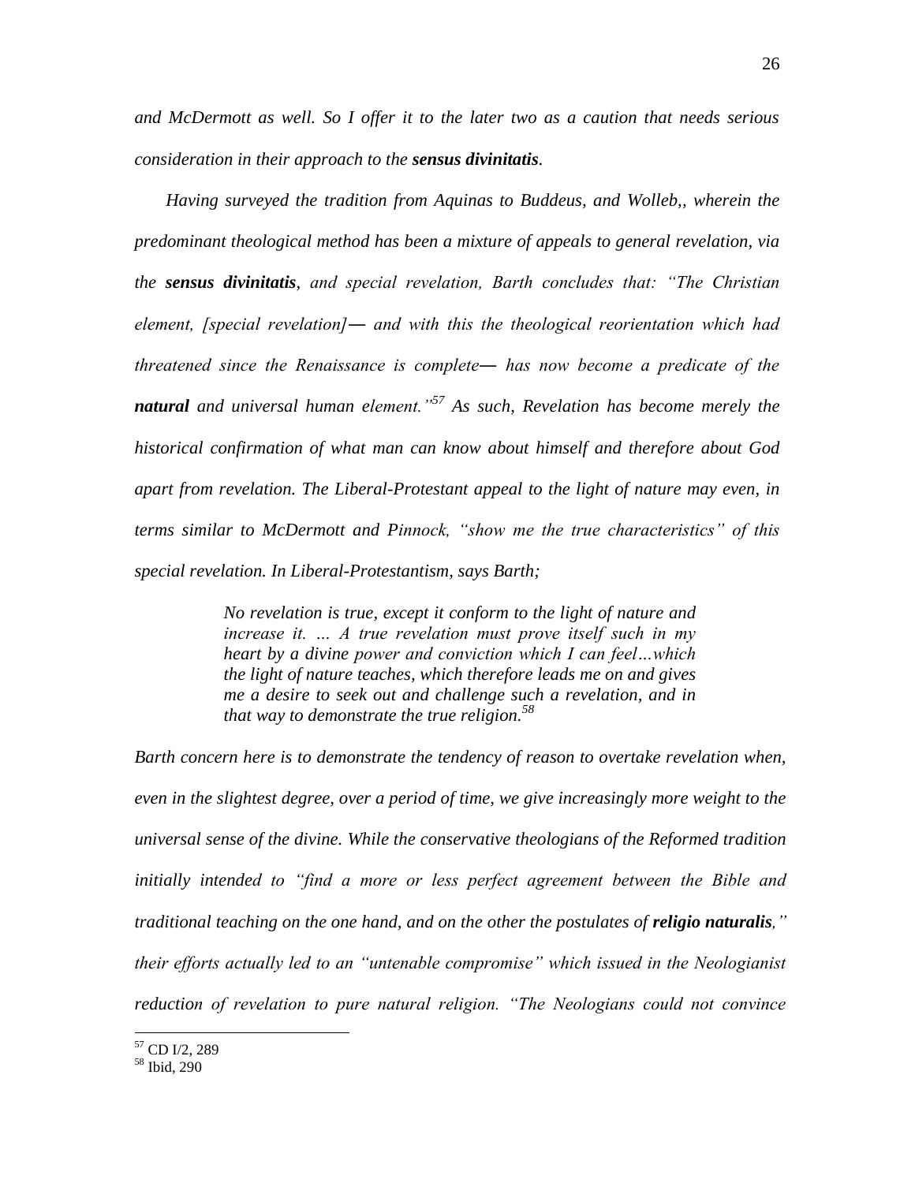*and McDermott as well. So I offer it to the later two as a caution that needs serious consideration in their approach to the* ***sensus divinitatis****.*

*Having surveyed the tradition from Aquinas to Buddeus, and Wolleb,, wherein the predominant theological method has been a mixture of appeals to general revelation, via the* ***sensus divinitatis****, and special revelation, Barth concludes that: "The Christian element, [special revelation]— and with this the theological reorientation which had threatened since the Renaissance is complete— has now become a predicate of the* ***natural*** *and universal human element."*[57] *As such, Revelation has become merely the historical confirmation of what man can know about himself and therefore about God apart from revelation. The Liberal-Protestant appeal to the light of nature may even, in terms similar to McDermott and Pinnock, "show me the true characteristics" of this special revelation. In Liberal-Protestantism, says Barth;*

> *No revelation is true, except it conform to the light of nature and increase it. … A true revelation must prove itself such in my heart by a divine power and conviction which I can feel…which the light of nature teaches, which therefore leads me on and gives me a desire to seek out and challenge such a revelation, and in that way to demonstrate the true religion.*[58]

*Barth concern here is to demonstrate the tendency of reason to overtake revelation when, even in the slightest degree, over a period of time, we give increasingly more weight to the universal sense of the divine. While the conservative theologians of the Reformed tradition initially intended to "find a more or less perfect agreement between the Bible and traditional teaching on the one hand, and on the other the postulates of* ***religio naturalis****," their efforts actually led to an "untenable compromise" which issued in the Neologianist reduction of revelation to pure natural religion. "The Neologians could not convince*

---

[57] CD I/2, 289
[58] Ibid, 290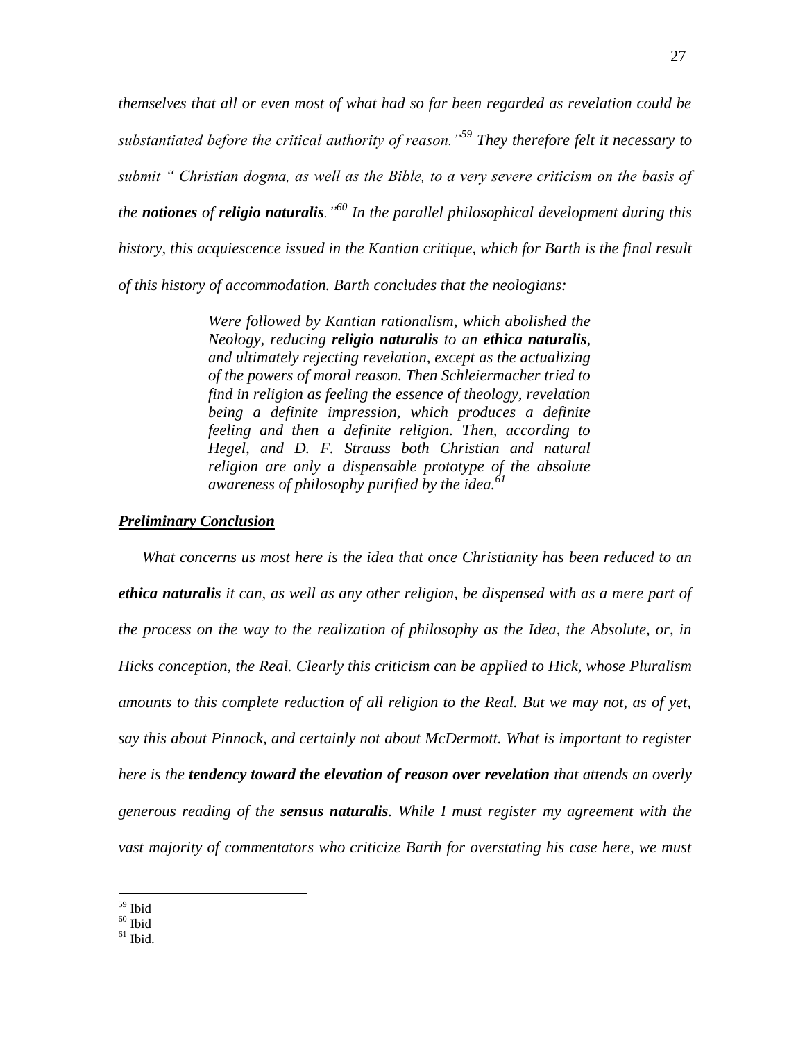*themselves that all or even most of what had so far been regarded as revelation could be substantiated before the critical authority of reason."[59] They therefore felt it necessary to submit " Christian dogma, as well as the Bible, to a very severe criticism on the basis of the **notiones** of **religio naturalis**."[60] In the parallel philosophical development during this history, this acquiescence issued in the Kantian critique, which for Barth is the final result of this history of accommodation. Barth concludes that the neologians:*

> *Were followed by Kantian rationalism, which abolished the Neology, reducing **religio naturalis** to an **ethica naturalis**, and ultimately rejecting revelation, except as the actualizing of the powers of moral reason. Then Schleiermacher tried to find in religion as feeling the essence of theology, revelation being a definite impression, which produces a definite feeling and then a definite religion. Then, according to Hegel, and D. F. Strauss both Christian and natural religion are only a dispensable prototype of the absolute awareness of philosophy purified by the idea.[61]*

***Preliminary Conclusion***

*What concerns us most here is the idea that once Christianity has been reduced to an **ethica naturalis** it can, as well as any other religion, be dispensed with as a mere part of the process on the way to the realization of philosophy as the Idea, the Absolute, or, in Hicks conception, the Real. Clearly this criticism can be applied to Hick, whose Pluralism amounts to this complete reduction of all religion to the Real. But we may not, as of yet, say this about Pinnock, and certainly not about McDermott. What is important to register here is the **tendency toward the elevation of reason over revelation** that attends an overly generous reading of the **sensus naturalis**. While I must register my agreement with the vast majority of commentators who criticize Barth for overstating his case here, we must*

---

[59] Ibid
[60] Ibid
[61] Ibid.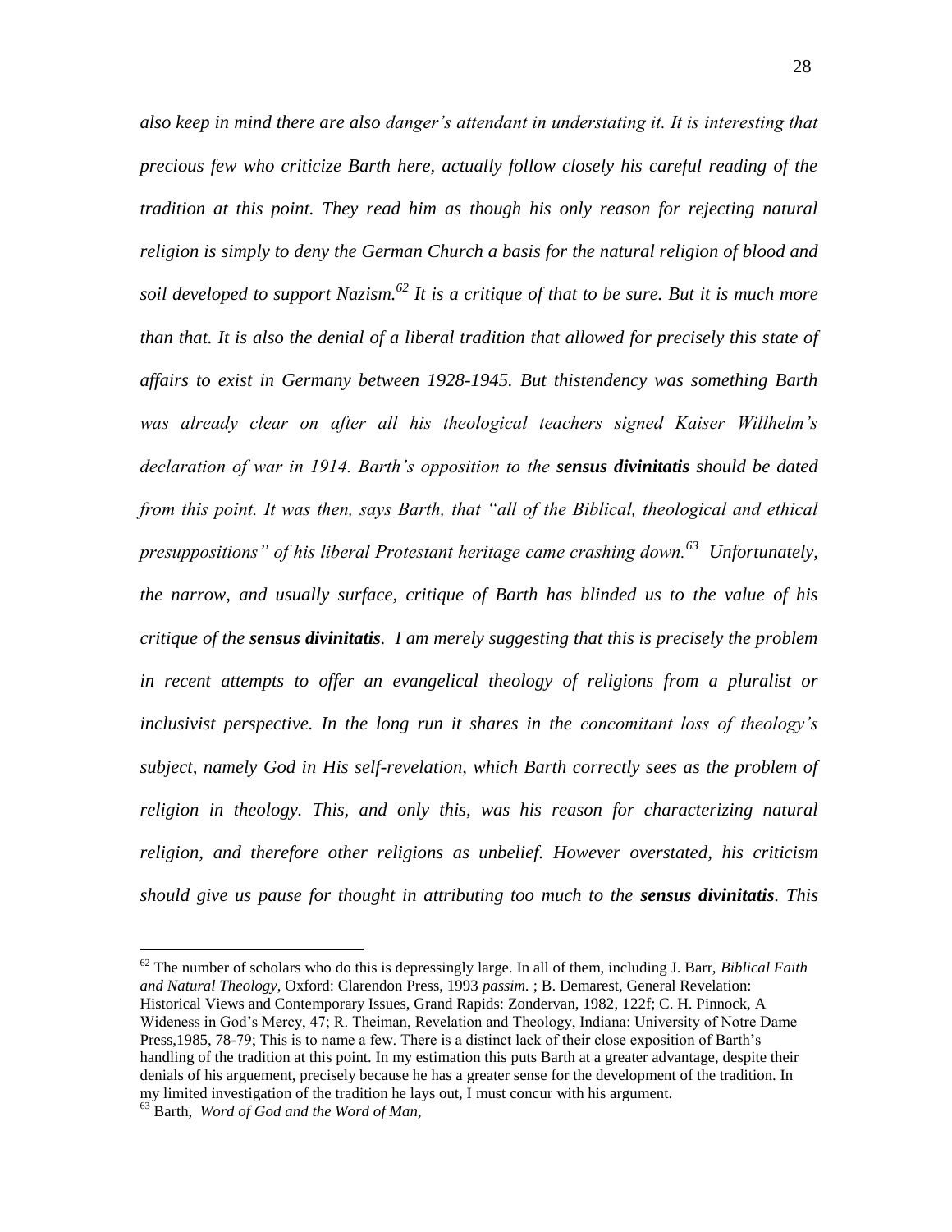*also keep in mind there are also danger's attendant in understating it. It is interesting that precious few who criticize Barth here, actually follow closely his careful reading of the tradition at this point. They read him as though his only reason for rejecting natural religion is simply to deny the German Church a basis for the natural religion of blood and soil developed to support Nazism.*[62] *It is a critique of that to be sure. But it is much more than that. It is also the denial of a liberal tradition that allowed for precisely this state of affairs to exist in Germany between 1928-1945. But thistendency was something Barth was already clear on after all his theological teachers signed Kaiser Willhelm's declaration of war in 1914. Barth's opposition to the* ***sensus divinitatis*** *should be dated from this point. It was then, says Barth, that "all of the Biblical, theological and ethical presuppositions" of his liberal Protestant heritage came crashing down.*[63] *Unfortunately, the narrow, and usually surface, critique of Barth has blinded us to the value of his critique of the* ***sensus divinitatis****. I am merely suggesting that this is precisely the problem in recent attempts to offer an evangelical theology of religions from a pluralist or inclusivist perspective. In the long run it shares in the concomitant loss of theology's subject, namely God in His self-revelation, which Barth correctly sees as the problem of religion in theology. This, and only this, was his reason for characterizing natural religion, and therefore other religions as unbelief. However overstated, his criticism should give us pause for thought in attributing too much to the* ***sensus divinitatis****. This*

---

[62] The number of scholars who do this is depressingly large. In all of them, including J. Barr, *Biblical Faith and Natural Theology*, Oxford: Clarendon Press, 1993 *passim.* ; B. Demarest, General Revelation: Historical Views and Contemporary Issues, Grand Rapids: Zondervan, 1982, 122f; C. H. Pinnock, A Wideness in God's Mercy, 47; R. Theiman, Revelation and Theology, Indiana: University of Notre Dame Press,1985, 78-79; This is to name a few. There is a distinct lack of their close exposition of Barth's handling of the tradition at this point. In my estimation this puts Barth at a greater advantage, despite their denials of his arguement, precisely because he has a greater sense for the development of the tradition. In my limited investigation of the tradition he lays out, I must concur with his argument.

[63] Barth, *Word of God and the Word of Man,*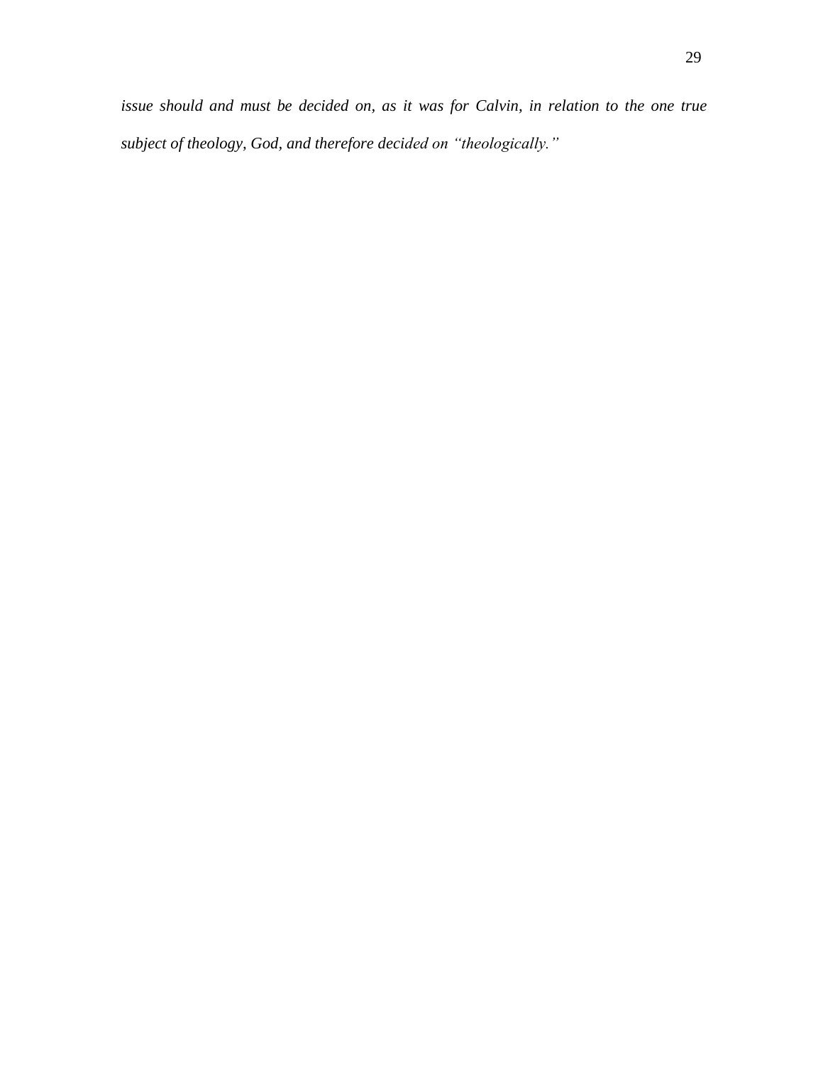*issue should and must be decided on, as it was for Calvin, in relation to the one true subject of theology, God, and therefore decided on "theologically."*